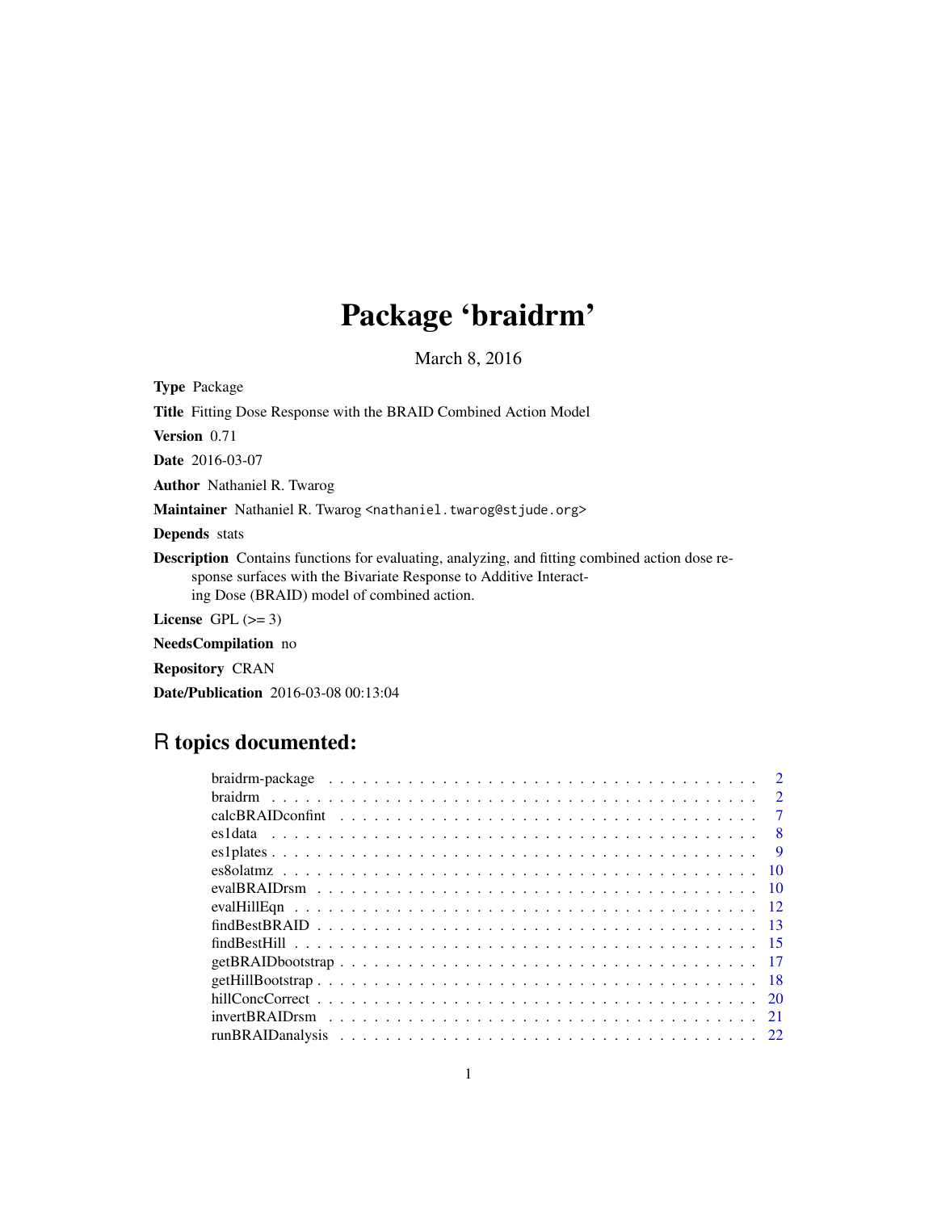# Package 'braidrm'

March 8, 2016

**Type** Package

**Title** Fitting Dose Response with the BRAID Combined Action Model

**Version** 0.71

**Date** 2016-03-07

**Author** Nathaniel R. Twarog

**Maintainer** Nathaniel R. Twarog <nathaniel.twarog@stjude.org>

**Depends** stats

**Description** Contains functions for evaluating, analyzing, and fitting combined action dose response surfaces with the Bivariate Response to Additive Interacting Dose (BRAID) model of combined action.

**License** GPL (>= 3)

**NeedsCompilation** no

**Repository** CRAN

**Date/Publication** 2016-03-08 00:13:04

## R topics documented:

| | |
|---|---|
| braidrm-package | 2 |
| braidrm | 2 |
| calcBRAIDconfint | 7 |
| es1data | 8 |
| es1plates | 9 |
| es8olatmz | 10 |
| evalBRAIDrsm | 10 |
| evalHillEqn | 12 |
| findBestBRAID | 13 |
| findBestHill | 15 |
| getBRAIDbootstrap | 17 |
| getHillBootstrap | 18 |
| hillConcCorrect | 20 |
| invertBRAIDrsm | 21 |
| runBRAIDanalysis | 22 |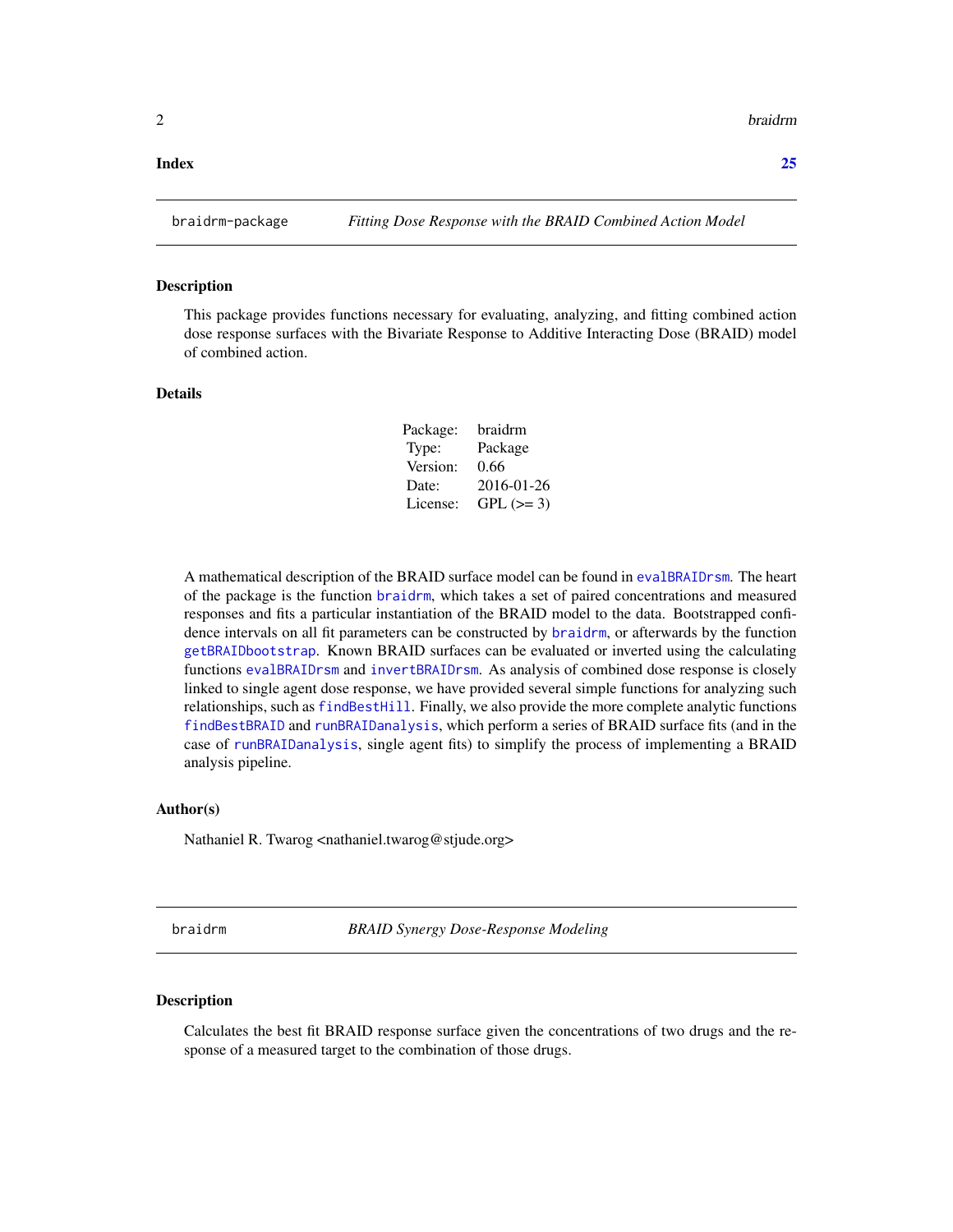**Index** **25**

---

## braidrm-package — *Fitting Dose Response with the BRAID Combined Action Model*

### Description

This package provides functions necessary for evaluating, analyzing, and fitting combined action dose response surfaces with the Bivariate Response to Additive Interacting Dose (BRAID) model of combined action.

### Details

| | |
|---|---|
| Package: | braidrm |
| Type: | Package |
| Version: | 0.66 |
| Date: | 2016-01-26 |
| License: | GPL (>= 3) |

A mathematical description of the BRAID surface model can be found in `evalBRAIDrsm`. The heart of the package is the function `braidrm`, which takes a set of paired concentrations and measured responses and fits a particular instantiation of the BRAID model to the data. Bootstrapped confidence intervals on all fit parameters can be constructed by `braidrm`, or afterwards by the function `getBRAIDbootstrap`. Known BRAID surfaces can be evaluated or inverted using the calculating functions `evalBRAIDrsm` and `invertBRAIDrsm`. As analysis of combined dose response is closely linked to single agent dose response, we have provided several simple functions for analyzing such relationships, such as `findBestHill`. Finally, we also provide the more complete analytic functions `findBestBRAID` and `runBRAIDanalysis`, which perform a series of BRAID surface fits (and in the case of `runBRAIDanalysis`, single agent fits) to simplify the process of implementing a BRAID analysis pipeline.

### Author(s)

Nathaniel R. Twarog <nathaniel.twarog@stjude.org>

---

## braidrm — *BRAID Synergy Dose-Response Modeling*

### Description

Calculates the best fit BRAID response surface given the concentrations of two drugs and the response of a measured target to the combination of those drugs.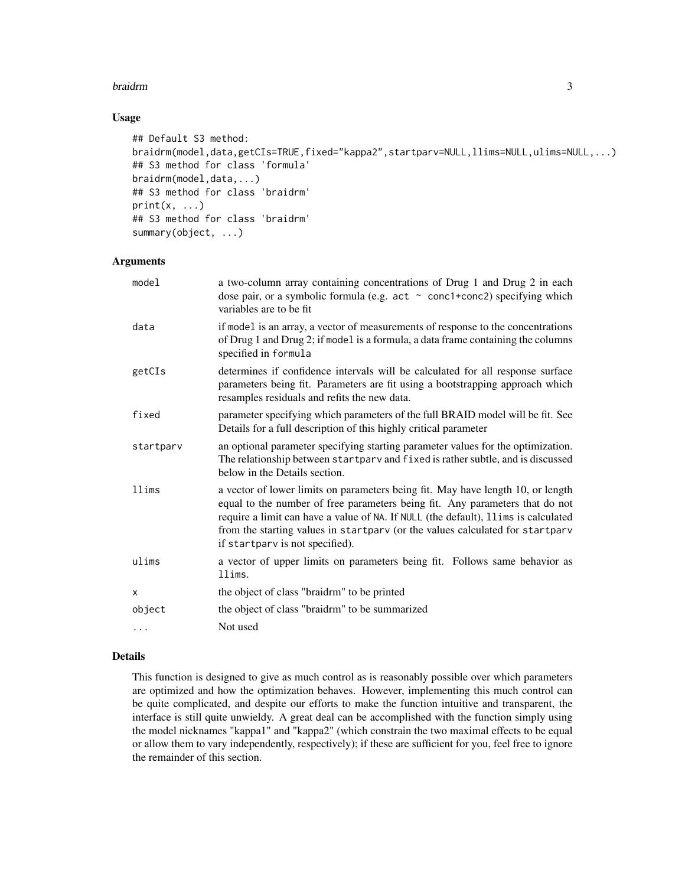### Usage

```
## Default S3 method:
braidrm(model,data,getCIs=TRUE,fixed="kappa2",startparv=NULL,llims=NULL,ulims=NULL,...)
## S3 method for class 'formula'
braidrm(model,data,...)
## S3 method for class 'braidrm'
print(x, ...)
## S3 method for class 'braidrm'
summary(object, ...)
```

### Arguments

| | |
|---|---|
| `model` | a two-column array containing concentrations of Drug 1 and Drug 2 in each dose pair, or a symbolic formula (e.g. `act ~ conc1+conc2`) specifying which variables are to be fit |
| `data` | if `model` is an array, a vector of measurements of response to the concentrations of Drug 1 and Drug 2; if `model` is a formula, a data frame containing the columns specified in `formula` |
| `getCIs` | determines if confidence intervals will be calculated for all response surface parameters being fit. Parameters are fit using a bootstrapping approach which resamples residuals and refits the new data. |
| `fixed` | parameter specifying which parameters of the full BRAID model will be fit. See Details for a full description of this highly critical parameter |
| `startparv` | an optional parameter specifying starting parameter values for the optimization. The relationship between `startparv` and `fixed` is rather subtle, and is discussed below in the Details section. |
| `llims` | a vector of lower limits on parameters being fit. May have length 10, or length equal to the number of free parameters being fit. Any parameters that do not require a limit can have a value of `NA`. If `NULL` (the default), `llims` is calculated from the starting values in `startparv` (or the values calculated for `startparv` if `startparv` is not specified). |
| `ulims` | a vector of upper limits on parameters being fit. Follows same behavior as `llims`. |
| `x` | the object of class "braidrm" to be printed |
| `object` | the object of class "braidrm" to be summarized |
| `...` | Not used |

### Details

This function is designed to give as much control as is reasonably possible over which parameters are optimized and how the optimization behaves. However, implementing this much control can be quite complicated, and despite our efforts to make the function intuitive and transparent, the interface is still quite unwieldy. A great deal can be accomplished with the function simply using the model nicknames "kappa1" and "kappa2" (which constrain the two maximal effects to be equal or allow them to vary independently, respectively); if these are sufficient for you, feel free to ignore the remainder of this section.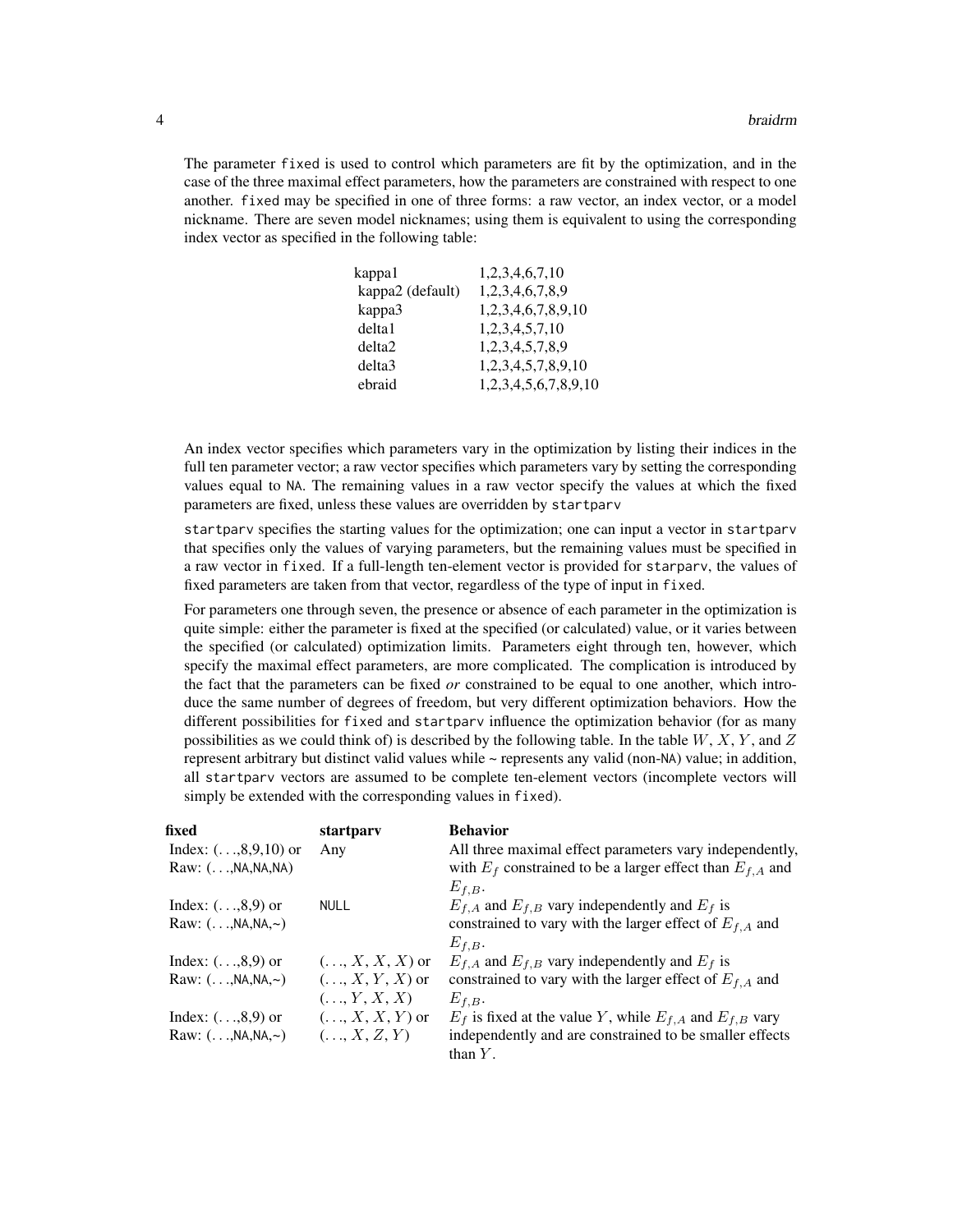The parameter `fixed` is used to control which parameters are fit by the optimization, and in the case of the three maximal effect parameters, how the parameters are constrained with respect to one another. `fixed` may be specified in one of three forms: a raw vector, an index vector, or a model nickname. There are seven model nicknames; using them is equivalent to using the corresponding index vector as specified in the following table:

| | |
|---|---|
| kappa1 | 1,2,3,4,6,7,10 |
| kappa2 (default) | 1,2,3,4,6,7,8,9 |
| kappa3 | 1,2,3,4,6,7,8,9,10 |
| delta1 | 1,2,3,4,5,7,10 |
| delta2 | 1,2,3,4,5,7,8,9 |
| delta3 | 1,2,3,4,5,7,8,9,10 |
| ebraid | 1,2,3,4,5,6,7,8,9,10 |

An index vector specifies which parameters vary in the optimization by listing their indices in the full ten parameter vector; a raw vector specifies which parameters vary by setting the corresponding values equal to `NA`. The remaining values in a raw vector specify the values at which the fixed parameters are fixed, unless these values are overridden by `startparv`

`startparv` specifies the starting values for the optimization; one can input a vector in `startparv` that specifies only the values of varying parameters, but the remaining values must be specified in a raw vector in `fixed`. If a full-length ten-element vector is provided for `starparv`, the values of fixed parameters are taken from that vector, regardless of the type of input in `fixed`.

For parameters one through seven, the presence or absence of each parameter in the optimization is quite simple: either the parameter is fixed at the specified (or calculated) value, or it varies between the specified (or calculated) optimization limits. Parameters eight through ten, however, which specify the maximal effect parameters, are more complicated. The complication is introduced by the fact that the parameters can be fixed *or* constrained to be equal to one another, which introduce the same number of degrees of freedom, but very different optimization behaviors. How the different possibilities for `fixed` and `startparv` influence the optimization behavior (for as many possibilities as we could think of) is described by the following table. In the table $W$, $X$, $Y$, and $Z$ represent arbitrary but distinct valid values while ~ represents any valid (non-`NA`) value; in addition, all `startparv` vectors are assumed to be complete ten-element vectors (incomplete vectors will simply be extended with the corresponding values in `fixed`).

| **fixed** | **startparv** | **Behavior** |
|---|---|---|
| Index: (. . .,8,9,10) or Raw: (. . .,NA,NA,NA) | Any | All three maximal effect parameters vary independently, with $E_f$ constrained to be a larger effect than $E_{f,A}$ and $E_{f,B}$. |
| Index: (. . .,8,9) or Raw: (. . .,NA,NA,~) | `NULL` | $E_{f,A}$ and $E_{f,B}$ vary independently and $E_f$ is constrained to vary with the larger effect of $E_{f,A}$ and $E_{f,B}$. |
| Index: (. . .,8,9) or Raw: (. . .,NA,NA,~) | $(\ldots, X, X, X)$ or $(\ldots, X, Y, X)$ or $(\ldots, Y, X, X)$ | $E_{f,A}$ and $E_{f,B}$ vary independently and $E_f$ is constrained to vary with the larger effect of $E_{f,A}$ and $E_{f,B}$. |
| Index: (. . .,8,9) or Raw: (. . .,NA,NA,~) | $(\ldots, X, X, Y)$ or $(\ldots, X, Z, Y)$ | $E_f$ is fixed at the value $Y$, while $E_{f,A}$ and $E_{f,B}$ vary independently and are constrained to be smaller effects than $Y$. |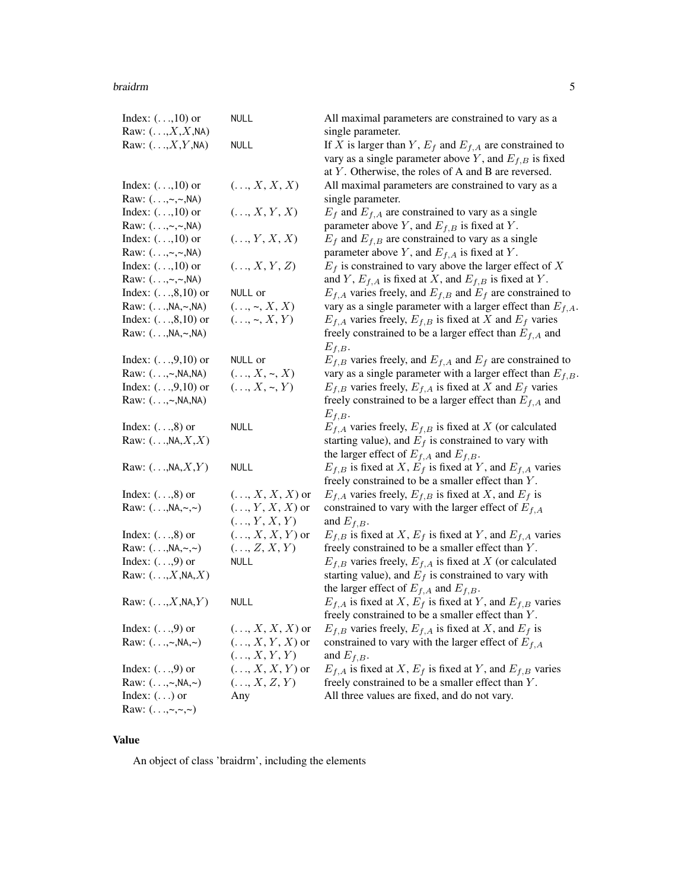| | | |
|---|---|---|
| Index: (. . .,10) or Raw: (. . .,$X$,$X$,NA) | `NULL` | All maximal parameters are constrained to vary as a single parameter. |
| Raw: (. . .,$X$,$Y$,NA) | `NULL` | If $X$ is larger than $Y$, $E_f$ and $E_{f,A}$ are constrained to vary as a single parameter above $Y$, and $E_{f,B}$ is fixed at $Y$. Otherwise, the roles of A and B are reversed. |
| Index: (. . .,10) or Raw: (. . .,~,~,NA) | $(\ldots, X, X, X)$ | All maximal parameters are constrained to vary as a single parameter. |
| Index: (. . .,10) or Raw: (. . .,~,~,NA) | $(\ldots, X, Y, X)$ | $E_f$ and $E_{f,A}$ are constrained to vary as a single parameter above $Y$, and $E_{f,B}$ is fixed at $Y$. |
| Index: (. . .,10) or Raw: (. . .,~,~,NA) | $(\ldots, Y, X, X)$ | $E_f$ and $E_{f,B}$ are constrained to vary as a single parameter above $Y$, and $E_{f,A}$ is fixed at $Y$. |
| Index: (. . .,10) or Raw: (. . .,~,~,NA) | $(\ldots, X, Y, Z)$ | $E_f$ is constrained to vary above the larger effect of $X$ and $Y$, $E_{f,A}$ is fixed at $X$, and $E_{f,B}$ is fixed at $Y$. |
| Index: (. . .,8,10) or Raw: (. . .,NA,~,NA) | `NULL` or $(\ldots, \sim, X, X)$ | $E_{f,A}$ varies freely, and $E_{f,B}$ and $E_f$ are constrained to vary as a single parameter with a larger effect than $E_{f,A}$. |
| Index: (. . .,8,10) or Raw: (. . .,NA,~,NA) | $(\ldots, \sim, X, Y)$ | $E_{f,A}$ varies freely, $E_{f,B}$ is fixed at $X$ and $E_f$ varies freely constrained to be a larger effect than $E_{f,A}$ and $E_{f,B}$. |
| Index: (. . .,9,10) or Raw: (. . .,~,NA,NA) | `NULL` or $(\ldots, X, \sim, X)$ | $E_{f,B}$ varies freely, and $E_{f,A}$ and $E_f$ are constrained to vary as a single parameter with a larger effect than $E_{f,B}$. |
| Index: (. . .,9,10) or Raw: (. . .,~,NA,NA) | $(\ldots, X, \sim, Y)$ | $E_{f,B}$ varies freely, $E_{f,A}$ is fixed at $X$ and $E_f$ varies freely constrained to be a larger effect than $E_{f,A}$ and $E_{f,B}$. |
| Index: (. . .,8) or Raw: (. . .,NA,$X$,$X$) | `NULL` | $E_{f,A}$ varies freely, $E_{f,B}$ is fixed at $X$ (or calculated starting value), and $E_f$ is constrained to vary with the larger effect of $E_{f,A}$ and $E_{f,B}$. |
| Raw: (. . .,NA,$X$,$Y$) | `NULL` | $E_{f,B}$ is fixed at $X$, $E_f$ is fixed at $Y$, and $E_{f,A}$ varies freely constrained to be a smaller effect than $Y$. |
| Index: (. . .,8) or Raw: (. . .,NA,~,~) | $(\ldots, X, X, X)$ or $(\ldots, Y, X, X)$ or $(\ldots, Y, X, Y)$ | $E_{f,A}$ varies freely, $E_{f,B}$ is fixed at $X$, and $E_f$ is constrained to vary with the larger effect of $E_{f,A}$ and $E_{f,B}$. |
| Index: (. . .,8) or Raw: (. . .,NA,~,~) | $(\ldots, X, X, Y)$ or $(\ldots, Z, X, Y)$ | $E_{f,B}$ is fixed at $X$, $E_f$ is fixed at $Y$, and $E_{f,A}$ varies freely constrained to be a smaller effect than $Y$. |
| Index: (. . .,9) or Raw: (. . .,$X$,NA,$X$) | `NULL` | $E_{f,B}$ varies freely, $E_{f,A}$ is fixed at $X$ (or calculated starting value), and $E_f$ is constrained to vary with the larger effect of $E_{f,A}$ and $E_{f,B}$. |
| Raw: (. . .,$X$,NA,$Y$) | `NULL` | $E_{f,A}$ is fixed at $X$, $E_f$ is fixed at $Y$, and $E_{f,B}$ varies freely constrained to be a smaller effect than $Y$. |
| Index: (. . .,9) or Raw: (. . .,~,NA,~) | $(\ldots, X, X, X)$ or $(\ldots, X, Y, X)$ or $(\ldots, X, Y, Y)$ | $E_{f,B}$ varies freely, $E_{f,A}$ is fixed at $X$, and $E_f$ is constrained to vary with the larger effect of $E_{f,A}$ and $E_{f,B}$. |
| Index: (. . .,9) or Raw: (. . .,~,NA,~) | $(\ldots, X, X, Y)$ or $(\ldots, X, Z, Y)$ | $E_{f,A}$ is fixed at $X$, $E_f$ is fixed at $Y$, and $E_{f,B}$ varies freely constrained to be a smaller effect than $Y$. |
| Index: (. . .) or Raw: (. . .,~,~,~) | Any | All three values are fixed, and do not vary. |

## Value

An object of class 'braidrm', including the elements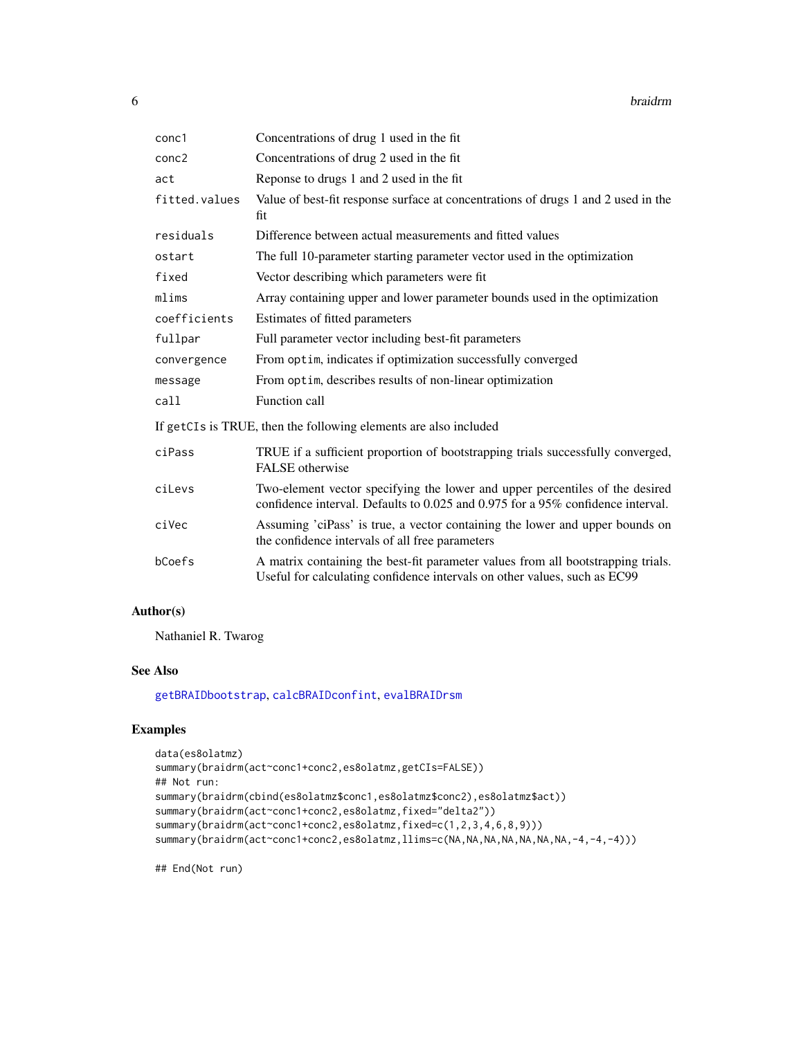| | |
|---|---|
| `conc1` | Concentrations of drug 1 used in the fit |
| `conc2` | Concentrations of drug 2 used in the fit |
| `act` | Reponse to drugs 1 and 2 used in the fit |
| `fitted.values` | Value of best-fit response surface at concentrations of drugs 1 and 2 used in the fit |
| `residuals` | Difference between actual measurements and fitted values |
| `ostart` | The full 10-parameter starting parameter vector used in the optimization |
| `fixed` | Vector describing which parameters were fit |
| `mlims` | Array containing upper and lower parameter bounds used in the optimization |
| `coefficients` | Estimates of fitted parameters |
| `fullpar` | Full parameter vector including best-fit parameters |
| `convergence` | From `optim`, indicates if optimization successfully converged |
| `message` | From `optim`, describes results of non-linear optimization |
| `call` | Function call |

If `getCIs` is TRUE, then the following elements are also included

| | |
|---|---|
| `ciPass` | TRUE if a sufficient proportion of bootstrapping trials successfully converged, FALSE otherwise |
| `ciLevs` | Two-element vector specifying the lower and upper percentiles of the desired confidence interval. Defaults to 0.025 and 0.975 for a 95% confidence interval. |
| `ciVec` | Assuming 'ciPass' is true, a vector containing the lower and upper bounds on the confidence intervals of all free parameters |
| `bCoefs` | A matrix containing the best-fit parameter values from all bootstrapping trials. Useful for calculating confidence intervals on other values, such as EC99 |

## Author(s)

Nathaniel R. Twarog

## See Also

`getBRAIDbootstrap`, `calcBRAIDconfint`, `evalBRAIDrsm`

## Examples

```
data(es8olatmz)
summary(braidrm(act~conc1+conc2,es8olatmz,getCIs=FALSE))
## Not run:
summary(braidrm(cbind(es8olatmz$conc1,es8olatmz$conc2),es8olatmz$act))
summary(braidrm(act~conc1+conc2,es8olatmz,fixed="delta2"))
summary(braidrm(act~conc1+conc2,es8olatmz,fixed=c(1,2,3,4,6,8,9)))
summary(braidrm(act~conc1+conc2,es8olatmz,llims=c(NA,NA,NA,NA,NA,NA,NA,-4,-4,-4)))

## End(Not run)
```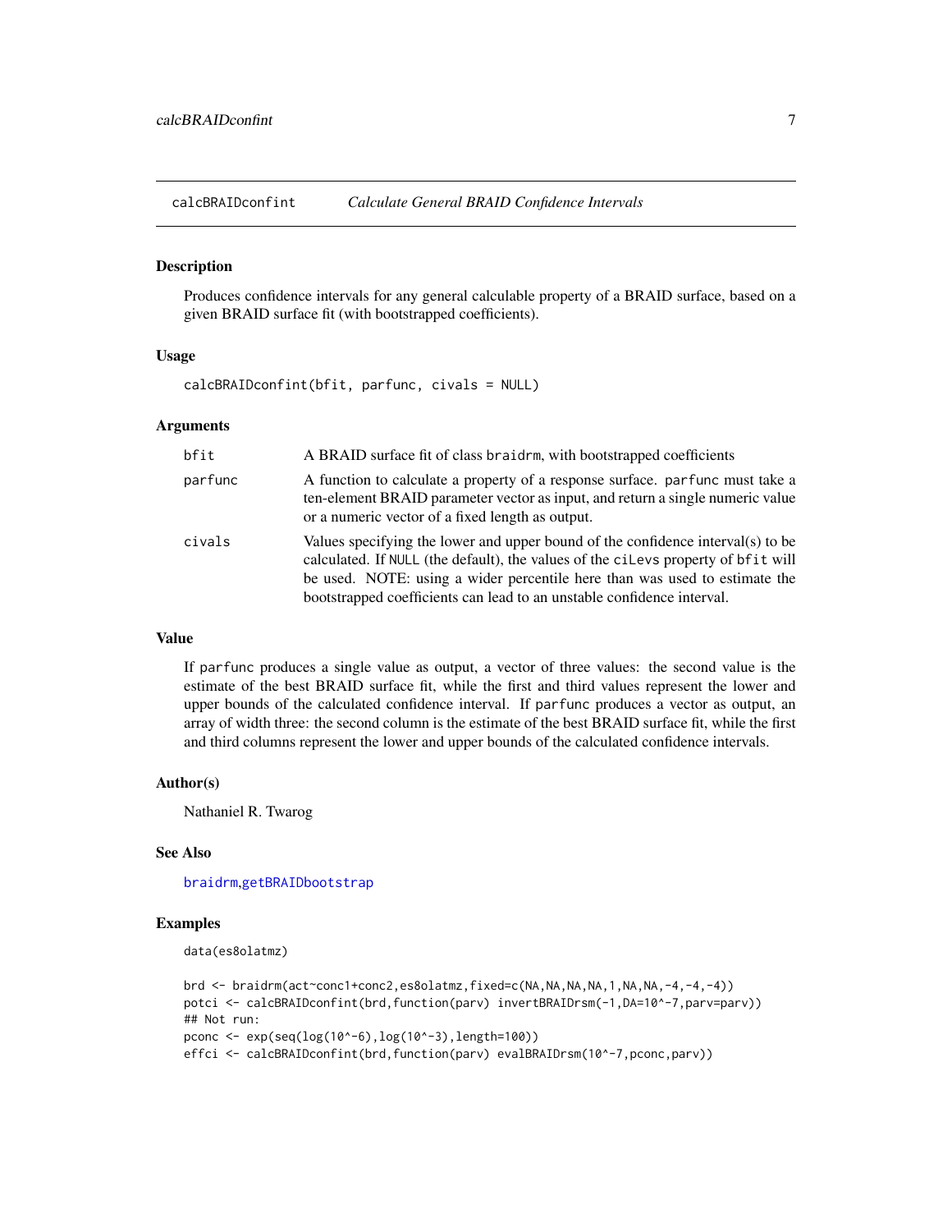## calcBRAIDconfint — *Calculate General BRAID Confidence Intervals*

### Description

Produces confidence intervals for any general calculable property of a BRAID surface, based on a given BRAID surface fit (with bootstrapped coefficients).

### Usage

```
calcBRAIDconfint(bfit, parfunc, civals = NULL)
```

### Arguments

| | |
|---|---|
| `bfit` | A BRAID surface fit of class `braidrm`, with bootstrapped coefficients |
| `parfunc` | A function to calculate a property of a response surface. `parfunc` must take a ten-element BRAID parameter vector as input, and return a single numeric value or a numeric vector of a fixed length as output. |
| `civals` | Values specifying the lower and upper bound of the confidence interval(s) to be calculated. If `NULL` (the default), the values of the `ciLevs` property of `bfit` will be used. NOTE: using a wider percentile here than was used to estimate the bootstrapped coefficients can lead to an unstable confidence interval. |

### Value

If `parfunc` produces a single value as output, a vector of three values: the second value is the estimate of the best BRAID surface fit, while the first and third values represent the lower and upper bounds of the calculated confidence interval. If `parfunc` produces a vector as output, an array of width three: the second column is the estimate of the best BRAID surface fit, while the first and third columns represent the lower and upper bounds of the calculated confidence intervals.

### Author(s)

Nathaniel R. Twarog

### See Also

`braidrm`, `getBRAIDbootstrap`

### Examples

```
data(es8olatmz)

brd <- braidrm(act~conc1+conc2,es8olatmz,fixed=c(NA,NA,NA,NA,1,NA,NA,-4,-4,-4))
potci <- calcBRAIDconfint(brd,function(parv) invertBRAIDrsm(-1,DA=10^-7,parv=parv))
## Not run:
pconc <- exp(seq(log(10^-6),log(10^-3),length=100))
effci <- calcBRAIDconfint(brd,function(parv) evalBRAIDrsm(10^-7,pconc,parv))
```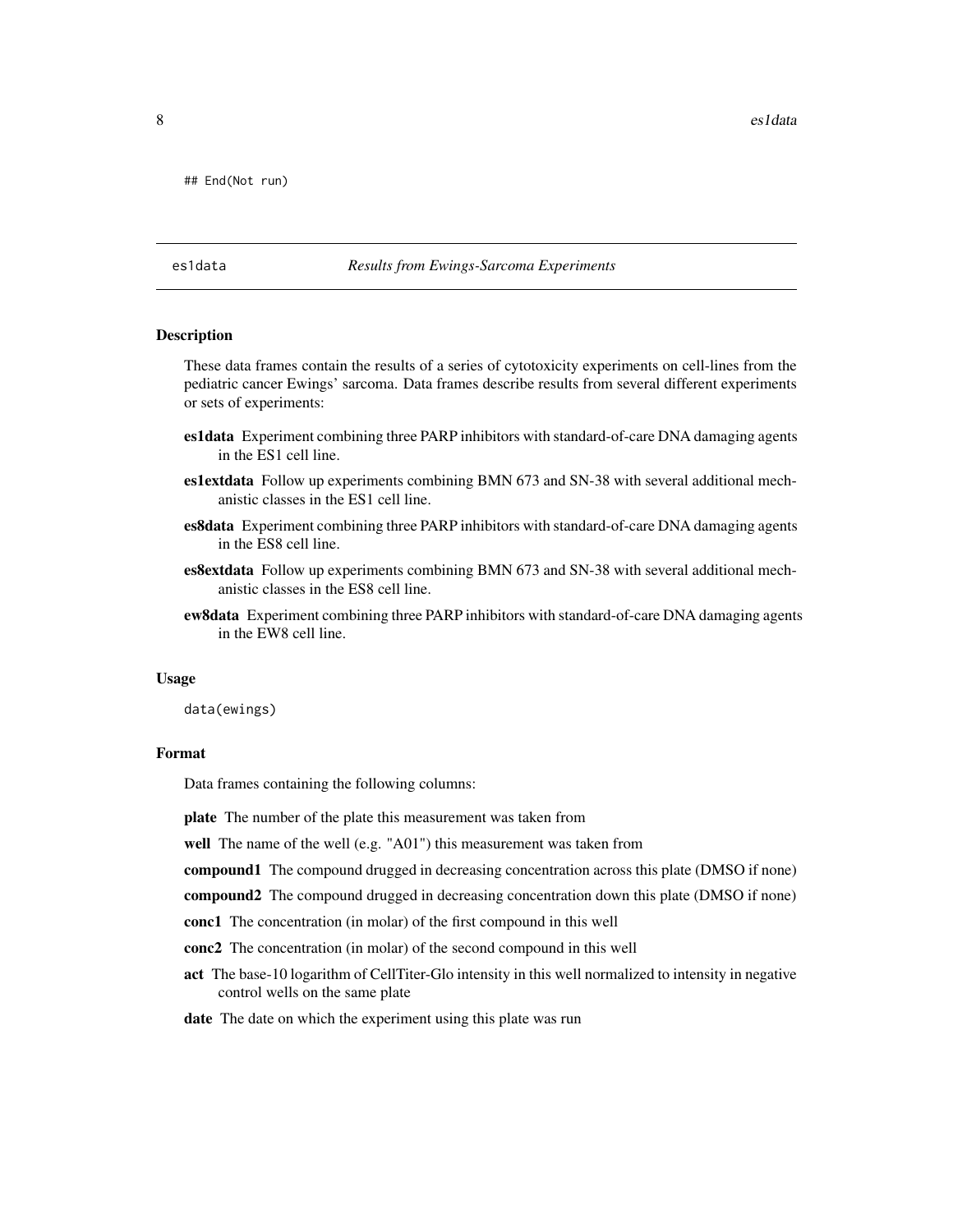```
## End(Not run)
```

---

es1data *Results from Ewings-Sarcoma Experiments*

---

## Description

These data frames contain the results of a series of cytotoxicity experiments on cell-lines from the pediatric cancer Ewings' sarcoma. Data frames describe results from several different experiments or sets of experiments:

**es1data** Experiment combining three PARP inhibitors with standard-of-care DNA damaging agents in the ES1 cell line.

**es1extdata** Follow up experiments combining BMN 673 and SN-38 with several additional mechanistic classes in the ES1 cell line.

**es8data** Experiment combining three PARP inhibitors with standard-of-care DNA damaging agents in the ES8 cell line.

**es8extdata** Follow up experiments combining BMN 673 and SN-38 with several additional mechanistic classes in the ES8 cell line.

**ew8data** Experiment combining three PARP inhibitors with standard-of-care DNA damaging agents in the EW8 cell line.

## Usage

```
data(ewings)
```

## Format

Data frames containing the following columns:

**plate** The number of the plate this measurement was taken from

**well** The name of the well (e.g. "A01") this measurement was taken from

**compound1** The compound drugged in decreasing concentration across this plate (DMSO if none)

**compound2** The compound drugged in decreasing concentration down this plate (DMSO if none)

**conc1** The concentration (in molar) of the first compound in this well

**conc2** The concentration (in molar) of the second compound in this well

**act** The base-10 logarithm of CellTiter-Glo intensity in this well normalized to intensity in negative control wells on the same plate

**date** The date on which the experiment using this plate was run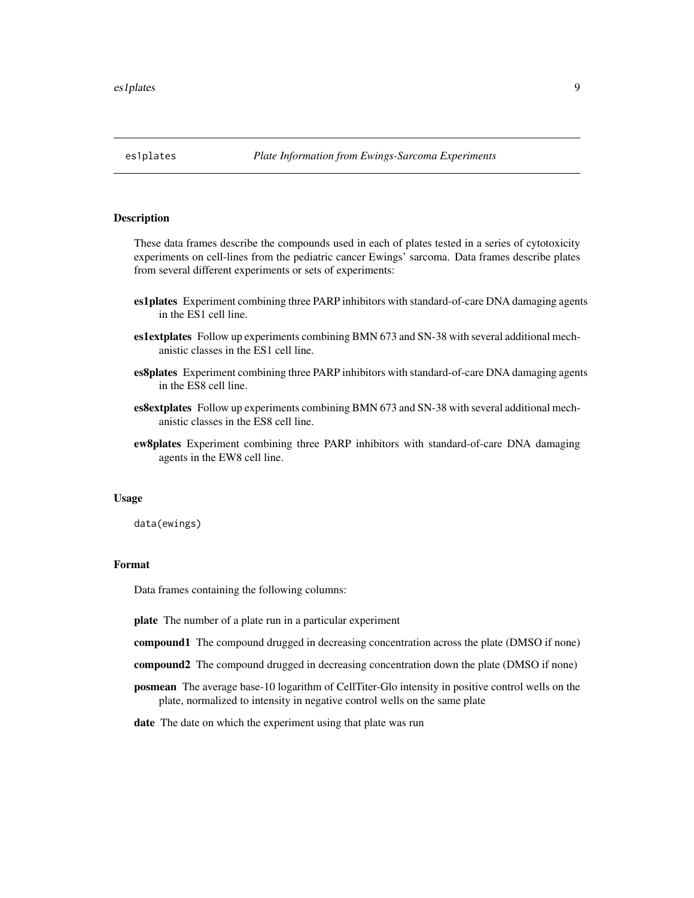# es1plates *Plate Information from Ewings-Sarcoma Experiments*

## Description

These data frames describe the compounds used in each of plates tested in a series of cytotoxicity experiments on cell-lines from the pediatric cancer Ewings' sarcoma. Data frames describe plates from several different experiments or sets of experiments:

**es1plates** Experiment combining three PARP inhibitors with standard-of-care DNA damaging agents in the ES1 cell line.

**es1extplates** Follow up experiments combining BMN 673 and SN-38 with several additional mechanistic classes in the ES1 cell line.

**es8plates** Experiment combining three PARP inhibitors with standard-of-care DNA damaging agents in the ES8 cell line.

**es8extplates** Follow up experiments combining BMN 673 and SN-38 with several additional mechanistic classes in the ES8 cell line.

**ew8plates** Experiment combining three PARP inhibitors with standard-of-care DNA damaging agents in the EW8 cell line.

## Usage

```
data(ewings)
```

## Format

Data frames containing the following columns:

**plate** The number of a plate run in a particular experiment

**compound1** The compound drugged in decreasing concentration across the plate (DMSO if none)

**compound2** The compound drugged in decreasing concentration down the plate (DMSO if none)

**posmean** The average base-10 logarithm of CellTiter-Glo intensity in positive control wells on the plate, normalized to intensity in negative control wells on the same plate

**date** The date on which the experiment using that plate was run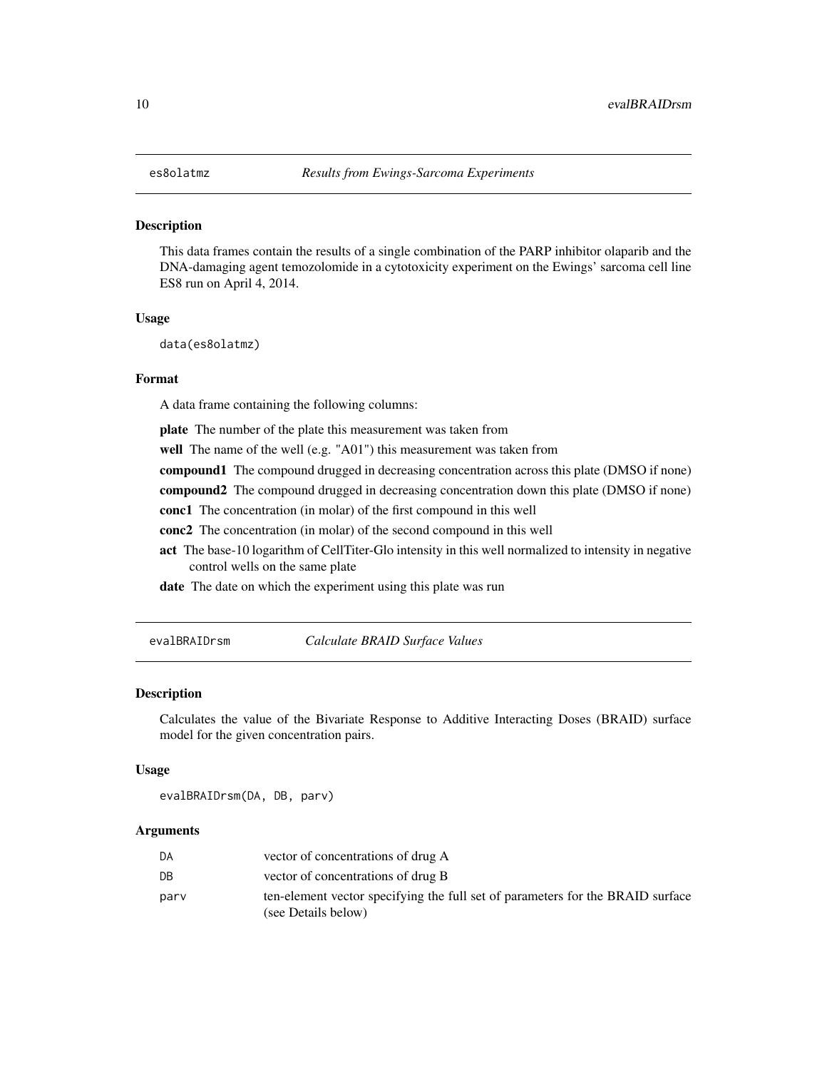## es8olatmz *Results from Ewings-Sarcoma Experiments*

### Description

This data frames contain the results of a single combination of the PARP inhibitor olaparib and the DNA-damaging agent temozolomide in a cytotoxicity experiment on the Ewings' sarcoma cell line ES8 run on April 4, 2014.

### Usage

```
data(es8olatmz)
```

### Format

A data frame containing the following columns:

**plate** The number of the plate this measurement was taken from

**well** The name of the well (e.g. "A01") this measurement was taken from

**compound1** The compound drugged in decreasing concentration across this plate (DMSO if none)

**compound2** The compound drugged in decreasing concentration down this plate (DMSO if none)

**conc1** The concentration (in molar) of the first compound in this well

**conc2** The concentration (in molar) of the second compound in this well

**act** The base-10 logarithm of CellTiter-Glo intensity in this well normalized to intensity in negative control wells on the same plate

**date** The date on which the experiment using this plate was run

## evalBRAIDrsm *Calculate BRAID Surface Values*

### Description

Calculates the value of the Bivariate Response to Additive Interacting Doses (BRAID) surface model for the given concentration pairs.

### Usage

```
evalBRAIDrsm(DA, DB, parv)
```

### Arguments

| | |
|---|---|
| DA | vector of concentrations of drug A |
| DB | vector of concentrations of drug B |
| parv | ten-element vector specifying the full set of parameters for the BRAID surface (see Details below) |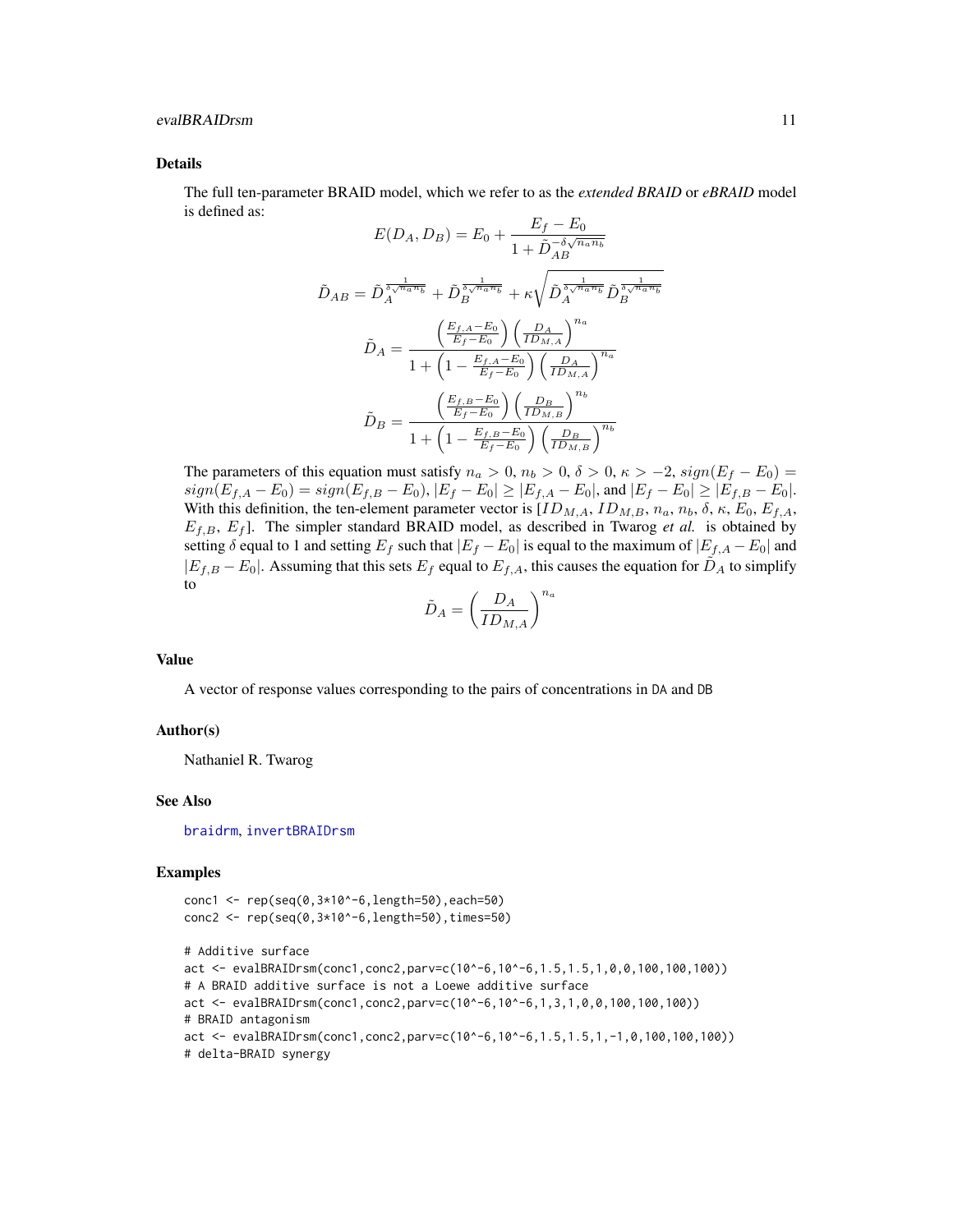## Details

The full ten-parameter BRAID model, which we refer to as the *extended BRAID* or *eBRAID* model is defined as:

$$E(D_A, D_B) = E_0 + \frac{E_f - E_0}{1 + \tilde{D}_{AB}^{-\delta\sqrt{n_a n_b}}}$$

$$\tilde{D}_{AB} = \tilde{D}_A^{\frac{1}{\delta\sqrt{n_a n_b}}} + \tilde{D}_B^{\frac{1}{\delta\sqrt{n_a n_b}}} + \kappa\sqrt{\tilde{D}_A^{\frac{1}{\delta\sqrt{n_a n_b}}}\tilde{D}_B^{\frac{1}{\delta\sqrt{n_a n_b}}}}$$

$$\tilde{D}_A = \frac{\left(\frac{E_{f,A} - E_0}{E_f - E_0}\right)\left(\frac{D_A}{ID_{M,A}}\right)^{n_a}}{1 + \left(1 - \frac{E_{f,A} - E_0}{E_f - E_0}\right)\left(\frac{D_A}{ID_{M,A}}\right)^{n_a}}$$

$$\tilde{D}_B = \frac{\left(\frac{E_{f,B} - E_0}{E_f - E_0}\right)\left(\frac{D_B}{ID_{M,B}}\right)^{n_b}}{1 + \left(1 - \frac{E_{f,B} - E_0}{E_f - E_0}\right)\left(\frac{D_B}{ID_{M,B}}\right)^{n_b}}$$

The parameters of this equation must satisfy $n_a > 0$, $n_b > 0$, $\delta > 0$, $\kappa > -2$, $sign(E_f - E_0) = sign(E_{f,A} - E_0) = sign(E_{f,B} - E_0)$, $|E_f - E_0| \geq |E_{f,A} - E_0|$, and $|E_f - E_0| \geq |E_{f,B} - E_0|$. With this definition, the ten-element parameter vector is $[ID_{M,A}$, $ID_{M,B}$, $n_a$, $n_b$, $\delta$, $\kappa$, $E_0$, $E_{f,A}$, $E_{f,B}$, $E_f]$. The simpler standard BRAID model, as described in Twarog *et al.* is obtained by setting $\delta$ equal to 1 and setting $E_f$ such that $|E_f - E_0|$ is equal to the maximum of $|E_{f,A} - E_0|$ and $|E_{f,B} - E_0|$. Assuming that this sets $E_f$ equal to $E_{f,A}$, this causes the equation for $\tilde{D}_A$ to simplify to

$$\tilde{D}_A = \left(\frac{D_A}{ID_{M,A}}\right)^{n_a}$$

## Value

A vector of response values corresponding to the pairs of concentrations in DA and DB

## Author(s)

Nathaniel R. Twarog

## See Also

braidrm, invertBRAIDrsm

## Examples

```
conc1 <- rep(seq(0,3*10^-6,length=50),each=50)
conc2 <- rep(seq(0,3*10^-6,length=50),times=50)

# Additive surface
act <- evalBRAIDrsm(conc1,conc2,parv=c(10^-6,10^-6,1.5,1.5,1,0,0,100,100,100))
# A BRAID additive surface is not a Loewe additive surface
act <- evalBRAIDrsm(conc1,conc2,parv=c(10^-6,10^-6,1,3,1,0,0,100,100,100))
# BRAID antagonism
act <- evalBRAIDrsm(conc1,conc2,parv=c(10^-6,10^-6,1.5,1.5,1,-1,0,100,100,100))
# delta-BRAID synergy
```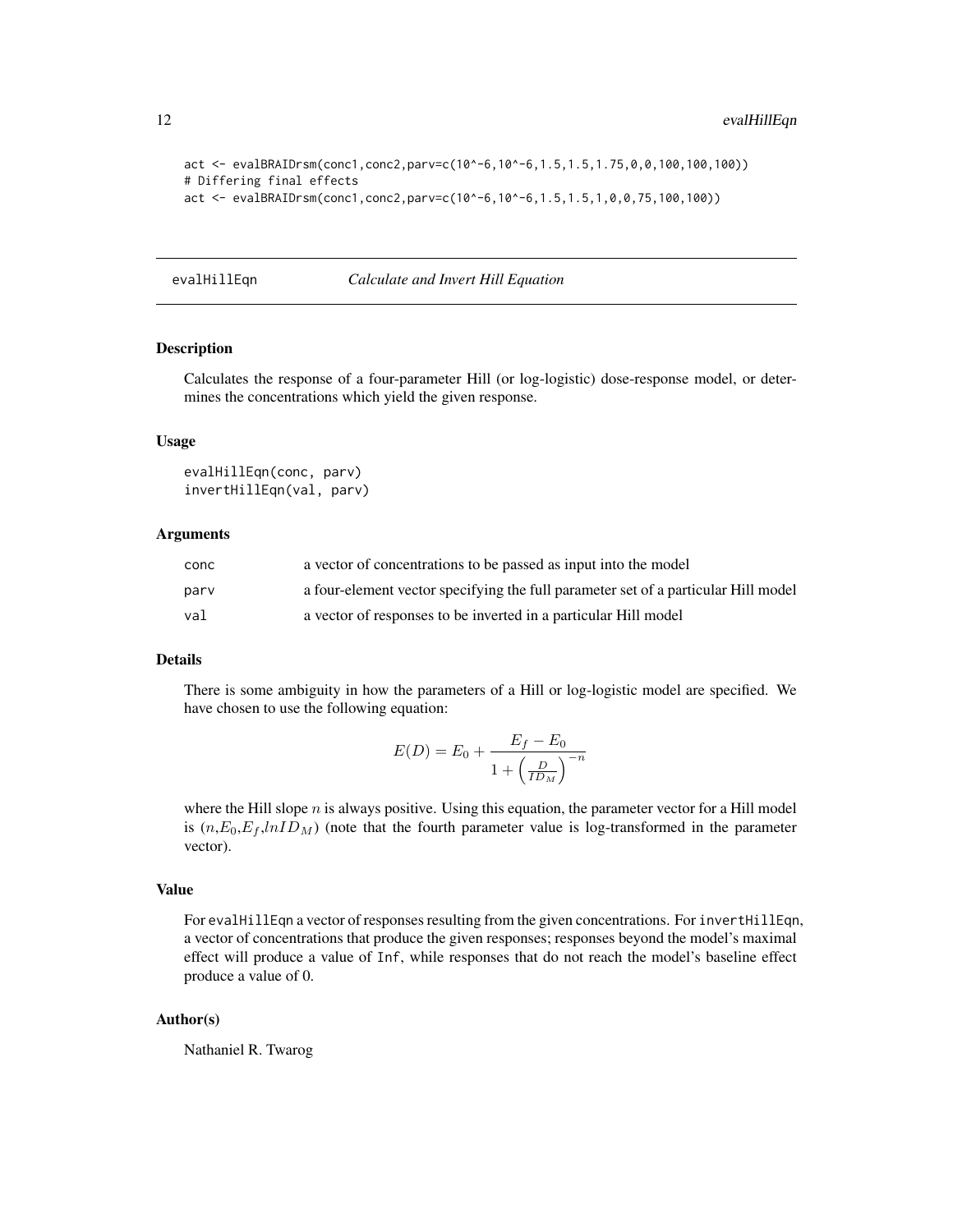```
act <- evalBRAIDrsm(conc1,conc2,parv=c(10^-6,10^-6,1.5,1.5,1.75,0,0,100,100,100))
# Differing final effects
act <- evalBRAIDrsm(conc1,conc2,parv=c(10^-6,10^-6,1.5,1.5,1,0,0,75,100,100))
```

## evalHillEqn — *Calculate and Invert Hill Equation*

### Description

Calculates the response of a four-parameter Hill (or log-logistic) dose-response model, or determines the concentrations which yield the given response.

### Usage

```
evalHillEqn(conc, parv)
invertHillEqn(val, parv)
```

### Arguments

| | |
|---|---|
| conc | a vector of concentrations to be passed as input into the model |
| parv | a four-element vector specifying the full parameter set of a particular Hill model |
| val | a vector of responses to be inverted in a particular Hill model |

### Details

There is some ambiguity in how the parameters of a Hill or log-logistic model are specified. We have chosen to use the following equation:

$$E(D) = E_0 + \frac{E_f - E_0}{1 + \left(\frac{D}{ID_M}\right)^{-n}}$$

where the Hill slope $n$ is always positive. Using this equation, the parameter vector for a Hill model is $(n, E_0, E_f, lnID_M)$ (note that the fourth parameter value is log-transformed in the parameter vector).

### Value

For `evalHillEqn` a vector of responses resulting from the given concentrations. For `invertHillEqn`, a vector of concentrations that produce the given responses; responses beyond the model's maximal effect will produce a value of `Inf`, while responses that do not reach the model's baseline effect produce a value of 0.

### Author(s)

Nathaniel R. Twarog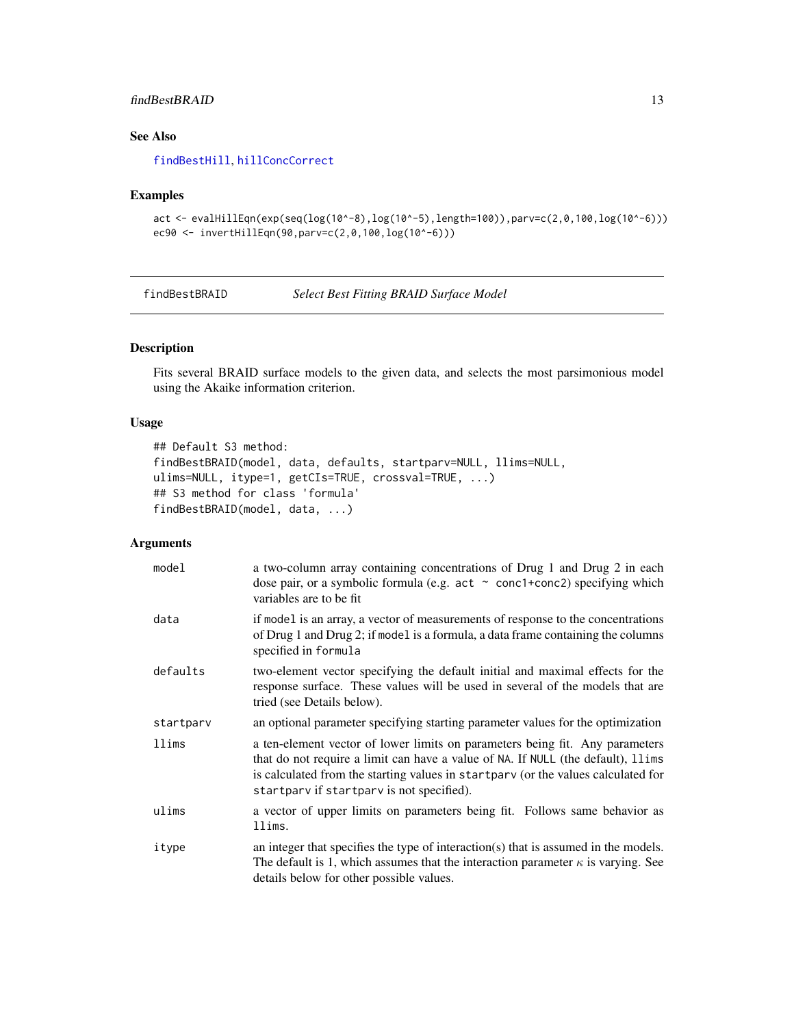## See Also

findBestHill, hillConcCorrect

## Examples

```
act <- evalHillEqn(exp(seq(log(10^-8),log(10^-5),length=100)),parv=c(2,0,100,log(10^-6)))
ec90 <- invertHillEqn(90,parv=c(2,0,100,log(10^-6)))
```

---

findBestBRAID *Select Best Fitting BRAID Surface Model*

---

## Description

Fits several BRAID surface models to the given data, and selects the most parsimonious model using the Akaike information criterion.

## Usage

```
## Default S3 method:
findBestBRAID(model, data, defaults, startparv=NULL, llims=NULL,
ulims=NULL, itype=1, getCIs=TRUE, crossval=TRUE, ...)
## S3 method for class 'formula'
findBestBRAID(model, data, ...)
```

## Arguments

| | |
|---|---|
| `model` | a two-column array containing concentrations of Drug 1 and Drug 2 in each dose pair, or a symbolic formula (e.g. `act ~ conc1+conc2`) specifying which variables are to be fit |
| `data` | if `model` is an array, a vector of measurements of response to the concentrations of Drug 1 and Drug 2; if `model` is a formula, a data frame containing the columns specified in `formula` |
| `defaults` | two-element vector specifying the default initial and maximal effects for the response surface. These values will be used in several of the models that are tried (see Details below). |
| `startparv` | an optional parameter specifying starting parameter values for the optimization |
| `llims` | a ten-element vector of lower limits on parameters being fit. Any parameters that do not require a limit can have a value of `NA`. If `NULL` (the default), `llims` is calculated from the starting values in `startparv` (or the values calculated for `startparv` if `startparv` is not specified). |
| `ulims` | a vector of upper limits on parameters being fit. Follows same behavior as `llims`. |
| `itype` | an integer that specifies the type of interaction(s) that is assumed in the models. The default is 1, which assumes that the interaction parameter $\kappa$ is varying. See details below for other possible values. |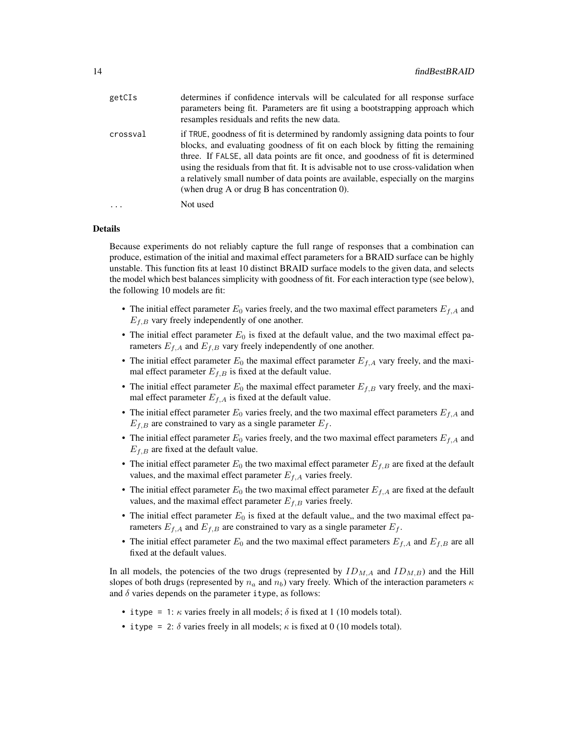| | |
|---|---|
| `getCIs` | determines if confidence intervals will be calculated for all response surface parameters being fit. Parameters are fit using a bootstrapping approach which resamples residuals and refits the new data. |
| `crossval` | if `TRUE`, goodness of fit is determined by randomly assigning data points to four blocks, and evaluating goodness of fit on each block by fitting the remaining three. If `FALSE`, all data points are fit once, and goodness of fit is determined using the residuals from that fit. It is advisable not to use cross-validation when a relatively small number of data points are available, especially on the margins (when drug A or drug B has concentration 0). |
| `...` | Not used |

## Details

Because experiments do not reliably capture the full range of responses that a combination can produce, estimation of the initial and maximal effect parameters for a BRAID surface can be highly unstable. This function fits at least 10 distinct BRAID surface models to the given data, and selects the model which best balances simplicity with goodness of fit. For each interaction type (see below), the following 10 models are fit:

- The initial effect parameter $E_0$ varies freely, and the two maximal effect parameters $E_{f,A}$ and $E_{f,B}$ vary freely independently of one another.
- The initial effect parameter $E_0$ is fixed at the default value, and the two maximal effect parameters $E_{f,A}$ and $E_{f,B}$ vary freely independently of one another.
- The initial effect parameter $E_0$ the maximal effect parameter $E_{f,A}$ vary freely, and the maximal effect parameter $E_{f,B}$ is fixed at the default value.
- The initial effect parameter $E_0$ the maximal effect parameter $E_{f,B}$ vary freely, and the maximal effect parameter $E_{f,A}$ is fixed at the default value.
- The initial effect parameter $E_0$ varies freely, and the two maximal effect parameters $E_{f,A}$ and $E_{f,B}$ are constrained to vary as a single parameter $E_f$.
- The initial effect parameter $E_0$ varies freely, and the two maximal effect parameters $E_{f,A}$ and $E_{f,B}$ are fixed at the default value.
- The initial effect parameter $E_0$ the two maximal effect parameter $E_{f,B}$ are fixed at the default values, and the maximal effect parameter $E_{f,A}$ varies freely.
- The initial effect parameter $E_0$ the two maximal effect parameter $E_{f,A}$ are fixed at the default values, and the maximal effect parameter $E_{f,B}$ varies freely.
- The initial effect parameter $E_0$ is fixed at the default value,, and the two maximal effect parameters $E_{f,A}$ and $E_{f,B}$ are constrained to vary as a single parameter $E_f$.
- The initial effect parameter $E_0$ and the two maximal effect parameters $E_{f,A}$ and $E_{f,B}$ are all fixed at the default values.

In all models, the potencies of the two drugs (represented by $ID_{M,A}$ and $ID_{M,B}$) and the Hill slopes of both drugs (represented by $n_a$ and $n_b$) vary freely. Which of the interaction parameters $\kappa$ and $\delta$ varies depends on the parameter `itype`, as follows:

- `itype = 1`: $\kappa$ varies freely in all models; $\delta$ is fixed at 1 (10 models total).
- `itype = 2`: $\delta$ varies freely in all models; $\kappa$ is fixed at 0 (10 models total).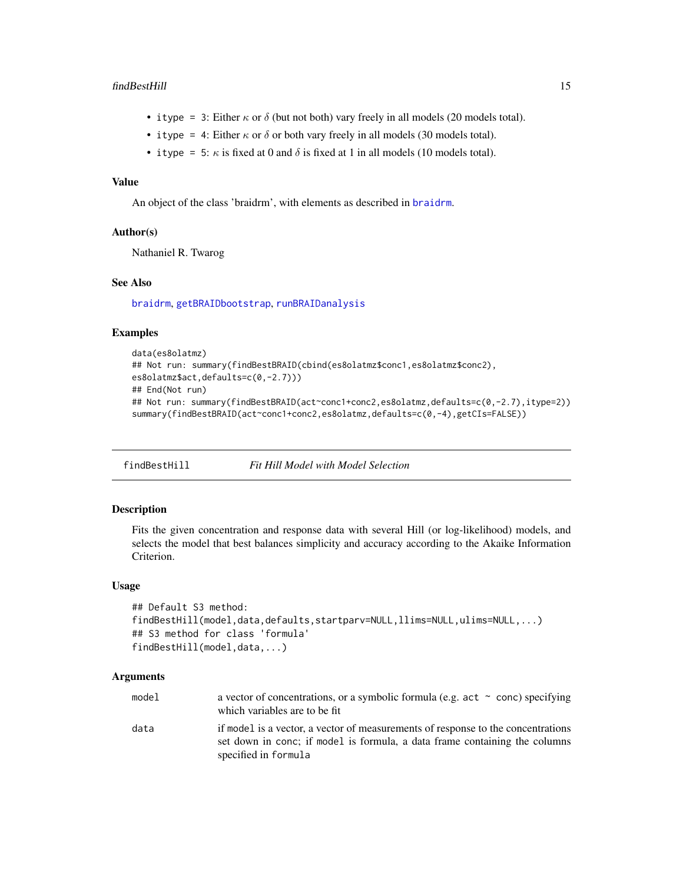- `itype = 3`: Either $\kappa$ or $\delta$ (but not both) vary freely in all models (20 models total).
- `itype = 4`: Either $\kappa$ or $\delta$ or both vary freely in all models (30 models total).
- `itype = 5`: $\kappa$ is fixed at 0 and $\delta$ is fixed at 1 in all models (10 models total).

### Value

An object of the class 'braidrm', with elements as described in braidrm.

### Author(s)

Nathaniel R. Twarog

### See Also

braidrm, getBRAIDbootstrap, runBRAIDanalysis

### Examples

```
data(es8olatmz)
## Not run: summary(findBestBRAID(cbind(es8olatmz$conc1,es8olatmz$conc2),
es8olatmz$act,defaults=c(0,-2.7)))
## End(Not run)
## Not run: summary(findBestBRAID(act~conc1+conc2,es8olatmz,defaults=c(0,-2.7),itype=2))
summary(findBestBRAID(act~conc1+conc2,es8olatmz,defaults=c(0,-4),getCIs=FALSE))
```

---

## findBestHill — *Fit Hill Model with Model Selection*

### Description

Fits the given concentration and response data with several Hill (or log-likelihood) models, and selects the model that best balances simplicity and accuracy according to the Akaike Information Criterion.

### Usage

```
## Default S3 method:
findBestHill(model,data,defaults,startparv=NULL,llims=NULL,ulims=NULL,...)
## S3 method for class 'formula'
findBestHill(model,data,...)
```

### Arguments

| | |
|---|---|
| `model` | a vector of concentrations, or a symbolic formula (e.g. `act ~ conc`) specifying which variables are to be fit |
| `data` | if `model` is a vector, a vector of measurements of response to the concentrations set down in `conc`; if `model` is formula, a data frame containing the columns specified in `formula` |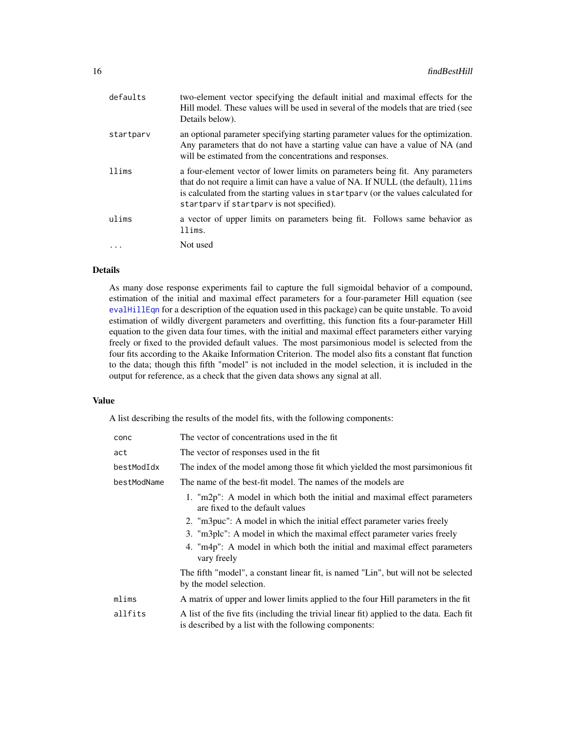| | |
|---|---|
| `defaults` | two-element vector specifying the default initial and maximal effects for the Hill model. These values will be used in several of the models that are tried (see Details below). |
| `startparv` | an optional parameter specifying starting parameter values for the optimization. Any parameters that do not have a starting value can have a value of NA (and will be estimated from the concentrations and responses. |
| `llims` | a four-element vector of lower limits on parameters being fit. Any parameters that do not require a limit can have a value of NA. If NULL (the default), `llims` is calculated from the starting values in `startparv` (or the values calculated for `startparv` if `startparv` is not specified). |
| `ulims` | a vector of upper limits on parameters being fit. Follows same behavior as `llims`. |
| `...` | Not used |

### Details

As many dose response experiments fail to capture the full sigmoidal behavior of a compound, estimation of the initial and maximal effect parameters for a four-parameter Hill equation (see `evalHillEqn` for a description of the equation used in this package) can be quite unstable. To avoid estimation of wildly divergent parameters and overfitting, this function fits a four-parameter Hill equation to the given data four times, with the initial and maximal effect parameters either varying freely or fixed to the provided default values. The most parsimonious model is selected from the four fits according to the Akaike Information Criterion. The model also fits a constant flat function to the data; though this fifth "model" is not included in the model selection, it is included in the output for reference, as a check that the given data shows any signal at all.

### Value

A list describing the results of the model fits, with the following components:

`conc` The vector of concentrations used in the fit

`act` The vector of responses used in the fit

`bestModIdx` The index of the model among those fit which yielded the most parsimonious fit

`bestModName` The name of the best-fit model. The names of the models are

1. "m2p": A model in which both the initial and maximal effect parameters are fixed to the default values
2. "m3puc": A model in which the initial effect parameter varies freely
3. "m3plc": A model in which the maximal effect parameter varies freely
4. "m4p": A model in which both the initial and maximal effect parameters vary freely

The fifth "model", a constant linear fit, is named "Lin", but will not be selected by the model selection.

`mlims` A matrix of upper and lower limits applied to the four Hill parameters in the fit

`allfits` A list of the five fits (including the trivial linear fit) applied to the data. Each fit is described by a list with the following components: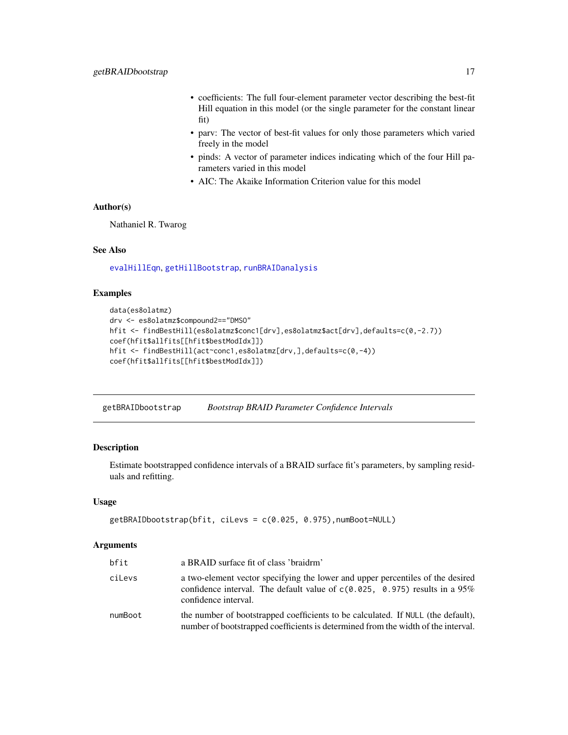- coefficients: The full four-element parameter vector describing the best-fit Hill equation in this model (or the single parameter for the constant linear fit)
- parv: The vector of best-fit values for only those parameters which varied freely in the model
- pinds: A vector of parameter indices indicating which of the four Hill parameters varied in this model
- AIC: The Akaike Information Criterion value for this model

### Author(s)

Nathaniel R. Twarog

### See Also

evalHillEqn, getHillBootstrap, runBRAIDanalysis

### Examples

```
data(es8olatmz)
drv <- es8olatmz$compound2=="DMSO"
hfit <- findBestHill(es8olatmz$conc1[drv],es8olatmz$act[drv],defaults=c(0,-2.7))
coef(hfit$allfits[[hfit$bestModIdx]])
hfit <- findBestHill(act~conc1,es8olatmz[drv,],defaults=c(0,-4))
coef(hfit$allfits[[hfit$bestModIdx]])
```

---

## getBRAIDbootstrap — *Bootstrap BRAID Parameter Confidence Intervals*

---

### Description

Estimate bootstrapped confidence intervals of a BRAID surface fit's parameters, by sampling residuals and refitting.

### Usage

```
getBRAIDbootstrap(bfit, ciLevs = c(0.025, 0.975),numBoot=NULL)
```

### Arguments

| | |
|---|---|
| `bfit` | a BRAID surface fit of class 'braidrm' |
| `ciLevs` | a two-element vector specifying the lower and upper percentiles of the desired confidence interval. The default value of `c(0.025, 0.975)` results in a 95% confidence interval. |
| `numBoot` | the number of bootstrapped coefficients to be calculated. If `NULL` (the default), number of bootstrapped coefficients is determined from the width of the interval. |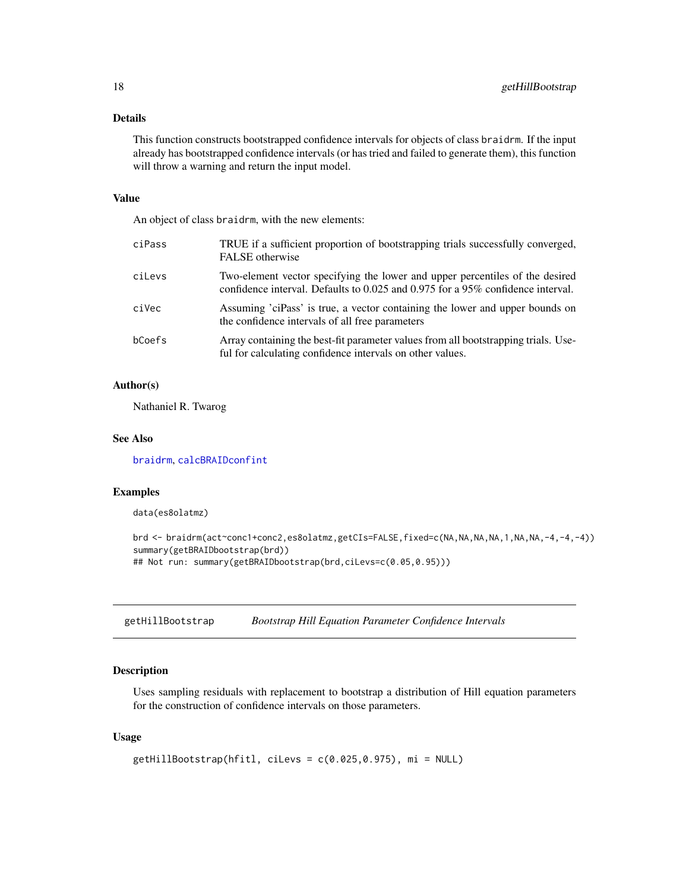### Details

This function constructs bootstrapped confidence intervals for objects of class braidrm. If the input already has bootstrapped confidence intervals (or has tried and failed to generate them), this function will throw a warning and return the input model.

### Value

An object of class braidrm, with the new elements:

| | |
|---|---|
| ciPass | TRUE if a sufficient proportion of bootstrapping trials successfully converged, FALSE otherwise |
| ciLevs | Two-element vector specifying the lower and upper percentiles of the desired confidence interval. Defaults to 0.025 and 0.975 for a 95% confidence interval. |
| ciVec | Assuming 'ciPass' is true, a vector containing the lower and upper bounds on the confidence intervals of all free parameters |
| bCoefs | Array containing the best-fit parameter values from all bootstrapping trials. Useful for calculating confidence intervals on other values. |

### Author(s)

Nathaniel R. Twarog

### See Also

braidrm, calcBRAIDconfint

### Examples

```
data(es8olatmz)

brd <- braidrm(act~conc1+conc2,es8olatmz,getCIs=FALSE,fixed=c(NA,NA,NA,NA,1,NA,NA,-4,-4,-4))
summary(getBRAIDbootstrap(brd))
## Not run: summary(getBRAIDbootstrap(brd,ciLevs=c(0.05,0.95)))
```

---

## getHillBootstrap — *Bootstrap Hill Equation Parameter Confidence Intervals*

### Description

Uses sampling residuals with replacement to bootstrap a distribution of Hill equation parameters for the construction of confidence intervals on those parameters.

### Usage

```
getHillBootstrap(hfitl, ciLevs = c(0.025,0.975), mi = NULL)
```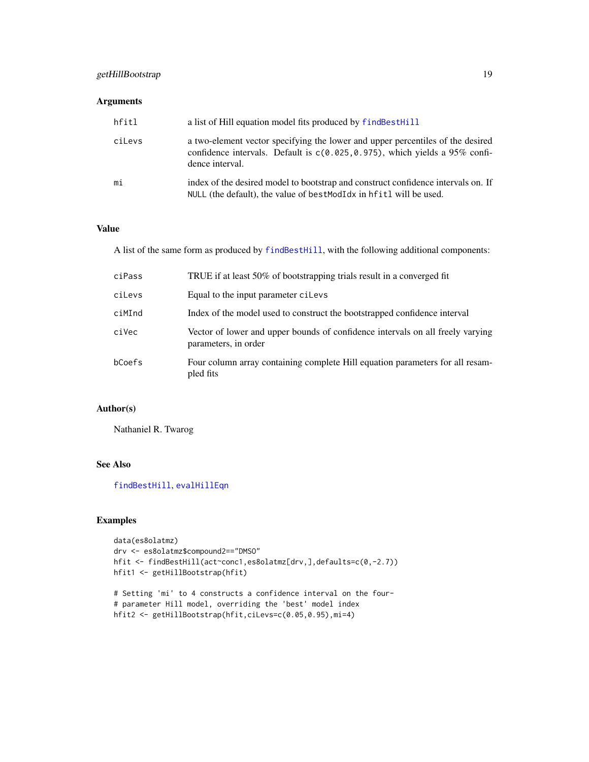### Arguments

| | |
|---|---|
| hfitl | a list of Hill equation model fits produced by findBestHill |
| ciLevs | a two-element vector specifying the lower and upper percentiles of the desired confidence intervals. Default is c(0.025,0.975), which yields a 95% confidence interval. |
| mi | index of the desired model to bootstrap and construct confidence intervals on. If NULL (the default), the value of bestModIdx in hfitl will be used. |

### Value

A list of the same form as produced by findBestHill, with the following additional components:

| | |
|---|---|
| ciPass | TRUE if at least 50% of bootstrapping trials result in a converged fit |
| ciLevs | Equal to the input parameter ciLevs |
| ciMInd | Index of the model used to construct the bootstrapped confidence interval |
| ciVec | Vector of lower and upper bounds of confidence intervals on all freely varying parameters, in order |
| bCoefs | Four column array containing complete Hill equation parameters for all resampled fits |

### Author(s)

Nathaniel R. Twarog

### See Also

findBestHill, evalHillEqn

### Examples

```
data(es8olatmz)
drv <- es8olatmz$compound2=="DMSO"
hfit <- findBestHill(act~conc1,es8olatmz[drv,],defaults=c(0,-2.7))
hfit1 <- getHillBootstrap(hfit)

# Setting 'mi' to 4 constructs a confidence interval on the four-
# parameter Hill model, overriding the 'best' model index
hfit2 <- getHillBootstrap(hfit,ciLevs=c(0.05,0.95),mi=4)
```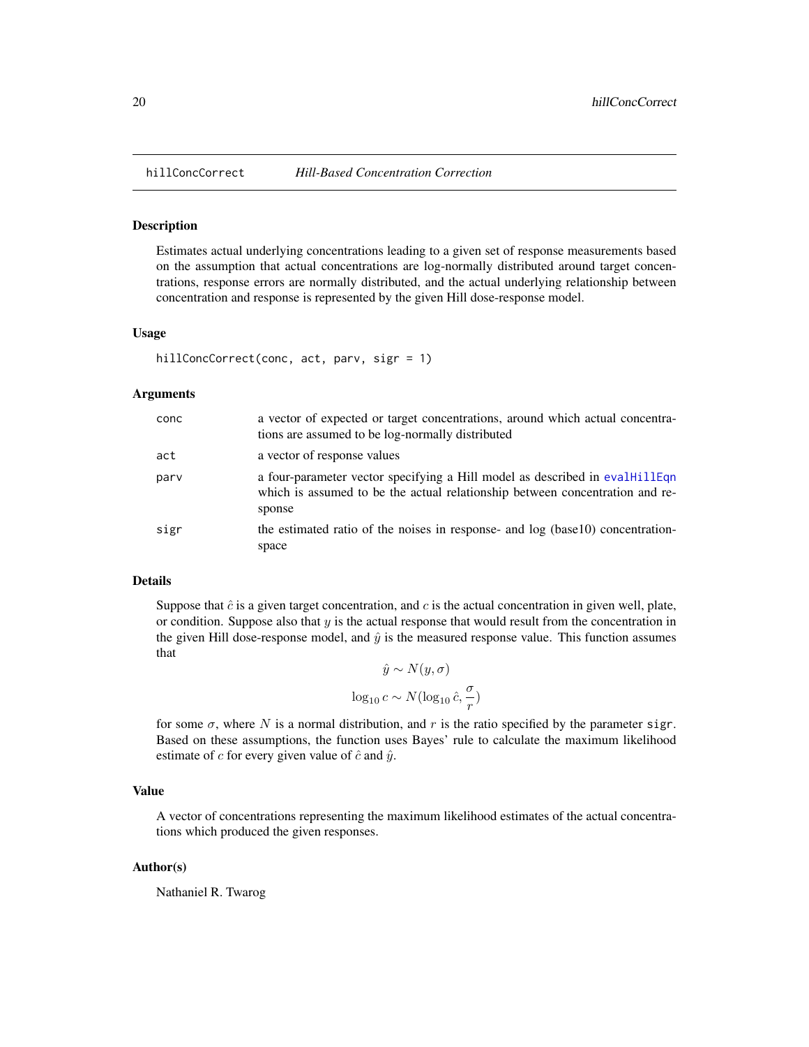# hillConcCorrect *Hill-Based Concentration Correction*

## Description

Estimates actual underlying concentrations leading to a given set of response measurements based on the assumption that actual concentrations are log-normally distributed around target concentrations, response errors are normally distributed, and the actual underlying relationship between concentration and response is represented by the given Hill dose-response model.

## Usage

```
hillConcCorrect(conc, act, parv, sigr = 1)
```

## Arguments

| | |
|---|---|
| conc | a vector of expected or target concentrations, around which actual concentrations are assumed to be log-normally distributed |
| act | a vector of response values |
| parv | a four-parameter vector specifying a Hill model as described in evalHillEqn which is assumed to be the actual relationship between concentration and response |
| sigr | the estimated ratio of the noises in response- and log (base10) concentration-space |

## Details

Suppose that $\hat{c}$ is a given target concentration, and $c$ is the actual concentration in given well, plate, or condition. Suppose also that $y$ is the actual response that would result from the concentration in the given Hill dose-response model, and $\hat{y}$ is the measured response value. This function assumes that

$$\hat{y} \sim N(y, \sigma)$$

$$\log_{10} c \sim N(\log_{10} \hat{c}, \frac{\sigma}{r})$$

for some $\sigma$, where $N$ is a normal distribution, and $r$ is the ratio specified by the parameter sigr. Based on these assumptions, the function uses Bayes' rule to calculate the maximum likelihood estimate of $c$ for every given value of $\hat{c}$ and $\hat{y}$.

## Value

A vector of concentrations representing the maximum likelihood estimates of the actual concentrations which produced the given responses.

## Author(s)

Nathaniel R. Twarog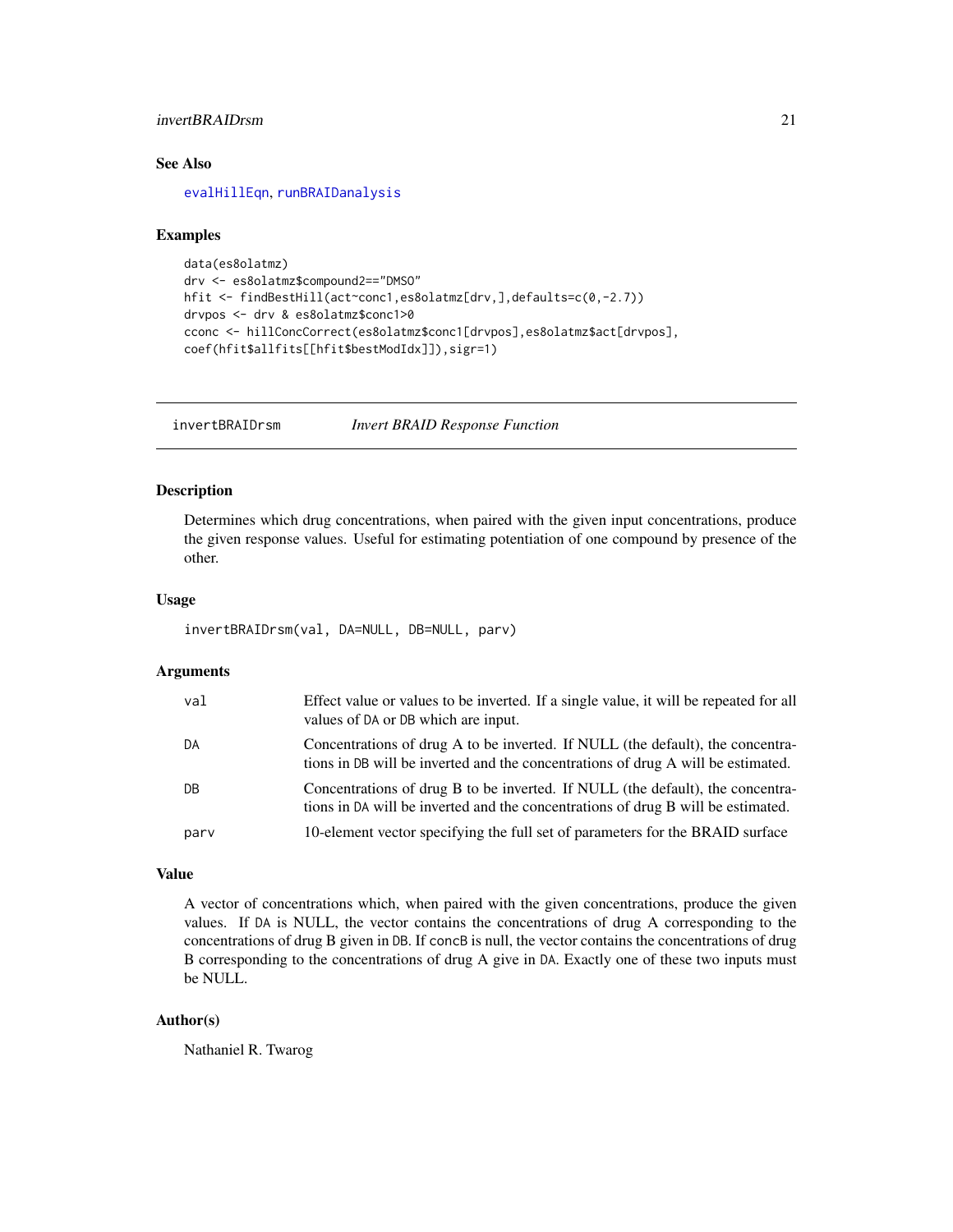## See Also

`evalHillEqn`, `runBRAIDanalysis`

## Examples

```
data(es8olatmz)
drv <- es8olatmz$compound2=="DMSO"
hfit <- findBestHill(act~conc1,es8olatmz[drv,],defaults=c(0,-2.7))
drvpos <- drv & es8olatmz$conc1>0
cconc <- hillConcCorrect(es8olatmz$conc1[drvpos],es8olatmz$act[drvpos],
coef(hfit$allfits[[hfit$bestModIdx]]),sigr=1)
```

---

# invertBRAIDrsm *Invert BRAID Response Function*

## Description

Determines which drug concentrations, when paired with the given input concentrations, produce the given response values. Useful for estimating potentiation of one compound by presence of the other.

## Usage

```
invertBRAIDrsm(val, DA=NULL, DB=NULL, parv)
```

## Arguments

| | |
|---|---|
| `val` | Effect value or values to be inverted. If a single value, it will be repeated for all values of `DA` or `DB` which are input. |
| `DA` | Concentrations of drug A to be inverted. If NULL (the default), the concentrations in `DB` will be inverted and the concentrations of drug A will be estimated. |
| `DB` | Concentrations of drug B to be inverted. If NULL (the default), the concentrations in `DA` will be inverted and the concentrations of drug B will be estimated. |
| `parv` | 10-element vector specifying the full set of parameters for the BRAID surface |

## Value

A vector of concentrations which, when paired with the given concentrations, produce the given values. If `DA` is NULL, the vector contains the concentrations of drug A corresponding to the concentrations of drug B given in `DB`. If `concB` is null, the vector contains the concentrations of drug B corresponding to the concentrations of drug A give in `DA`. Exactly one of these two inputs must be NULL.

## Author(s)

Nathaniel R. Twarog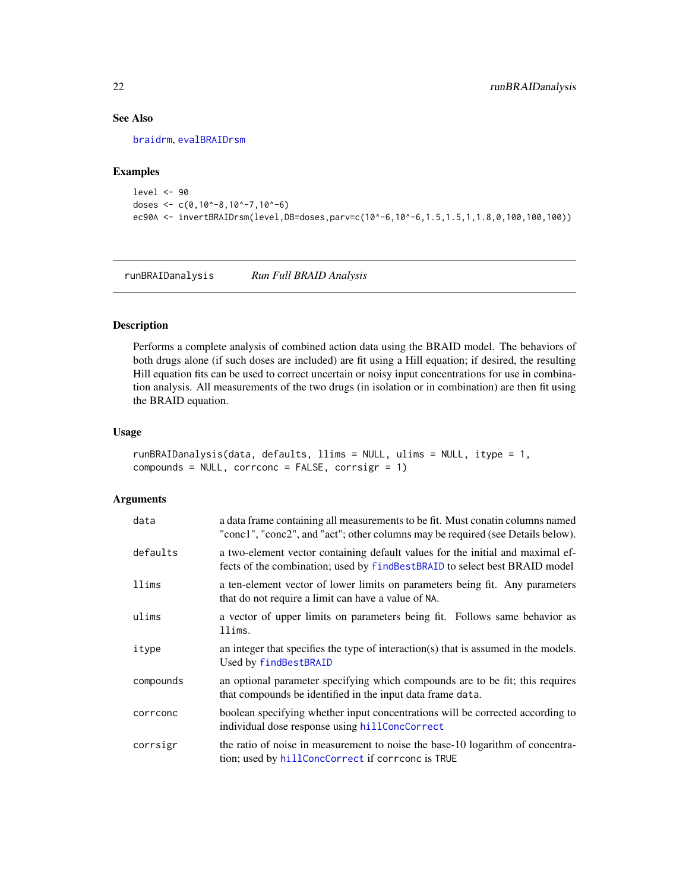### See Also

braidrm, evalBRAIDrsm

### Examples

```
level <- 90
doses <- c(0,10^-8,10^-7,10^-6)
ec90A <- invertBRAIDrsm(level,DB=doses,parv=c(10^-6,10^-6,1.5,1.5,1,1.8,0,100,100,100))
```

---

## runBRAIDanalysis *Run Full BRAID Analysis*

### Description

Performs a complete analysis of combined action data using the BRAID model. The behaviors of both drugs alone (if such doses are included) are fit using a Hill equation; if desired, the resulting Hill equation fits can be used to correct uncertain or noisy input concentrations for use in combination analysis. All measurements of the two drugs (in isolation or in combination) are then fit using the BRAID equation.

### Usage

```
runBRAIDanalysis(data, defaults, llims = NULL, ulims = NULL, itype = 1,
compounds = NULL, corrconc = FALSE, corrsigr = 1)
```

### Arguments

| | |
|---|---|
| data | a data frame containing all measurements to be fit. Must conatin columns named "conc1", "conc2", and "act"; other columns may be required (see Details below). |
| defaults | a two-element vector containing default values for the initial and maximal effects of the combination; used by findBestBRAID to select best BRAID model |
| llims | a ten-element vector of lower limits on parameters being fit. Any parameters that do not require a limit can have a value of NA. |
| ulims | a vector of upper limits on parameters being fit. Follows same behavior as llims. |
| itype | an integer that specifies the type of interaction(s) that is assumed in the models. Used by findBestBRAID |
| compounds | an optional parameter specifying which compounds are to be fit; this requires that compounds be identified in the input data frame data. |
| corrconc | boolean specifying whether input concentrations will be corrected according to individual dose response using hillConcCorrect |
| corrsigr | the ratio of noise in measurement to noise the base-10 logarithm of concentration; used by hillConcCorrect if corrconc is TRUE |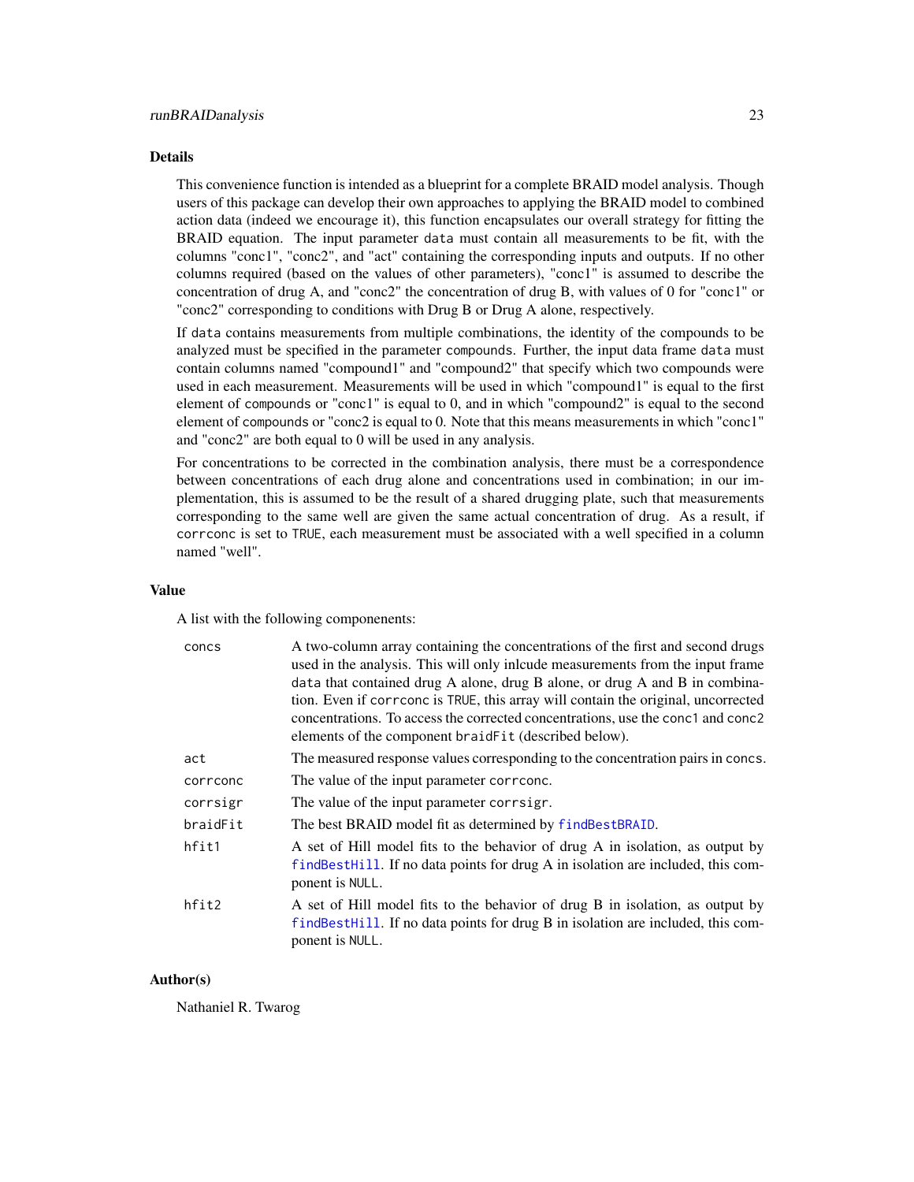## Details

This convenience function is intended as a blueprint for a complete BRAID model analysis. Though users of this package can develop their own approaches to applying the BRAID model to combined action data (indeed we encourage it), this function encapsulates our overall strategy for fitting the BRAID equation. The input parameter `data` must contain all measurements to be fit, with the columns "conc1", "conc2", and "act" containing the corresponding inputs and outputs. If no other columns required (based on the values of other parameters), "conc1" is assumed to describe the concentration of drug A, and "conc2" the concentration of drug B, with values of 0 for "conc1" or "conc2" corresponding to conditions with Drug B or Drug A alone, respectively.

If `data` contains measurements from multiple combinations, the identity of the compounds to be analyzed must be specified in the parameter `compounds`. Further, the input data frame `data` must contain columns named "compound1" and "compound2" that specify which two compounds were used in each measurement. Measurements will be used in which "compound1" is equal to the first element of `compounds` or "conc1" is equal to 0, and in which "compound2" is equal to the second element of `compounds` or "conc2 is equal to 0. Note that this means measurements in which "conc1" and "conc2" are both equal to 0 will be used in any analysis.

For concentrations to be corrected in the combination analysis, there must be a correspondence between concentrations of each drug alone and concentrations used in combination; in our implementation, this is assumed to be the result of a shared drugging plate, such that measurements corresponding to the same well are given the same actual concentration of drug. As a result, if `corrconc` is set to `TRUE`, each measurement must be associated with a well specified in a column named "well".

## Value

A list with the following componenents:

| | |
|---|---|
| `concs` | A two-column array containing the concentrations of the first and second drugs used in the analysis. This will only inlcude measurements from the input frame `data` that contained drug A alone, drug B alone, or drug A and B in combination. Even if `corrconc` is `TRUE`, this array will contain the original, uncorrected concentrations. To access the corrected concentrations, use the `conc1` and `conc2` elements of the component `braidFit` (described below). |
| `act` | The measured response values corresponding to the concentration pairs in `concs`. |
| `corrconc` | The value of the input parameter `corrconc`. |
| `corrsigr` | The value of the input parameter `corrsigr`. |
| `braidFit` | The best BRAID model fit as determined by `findBestBRAID`. |
| `hfit1` | A set of Hill model fits to the behavior of drug A in isolation, as output by `findBestHill`. If no data points for drug A in isolation are included, this component is `NULL`. |
| `hfit2` | A set of Hill model fits to the behavior of drug B in isolation, as output by `findBestHill`. If no data points for drug B in isolation are included, this component is `NULL`. |

## Author(s)

Nathaniel R. Twarog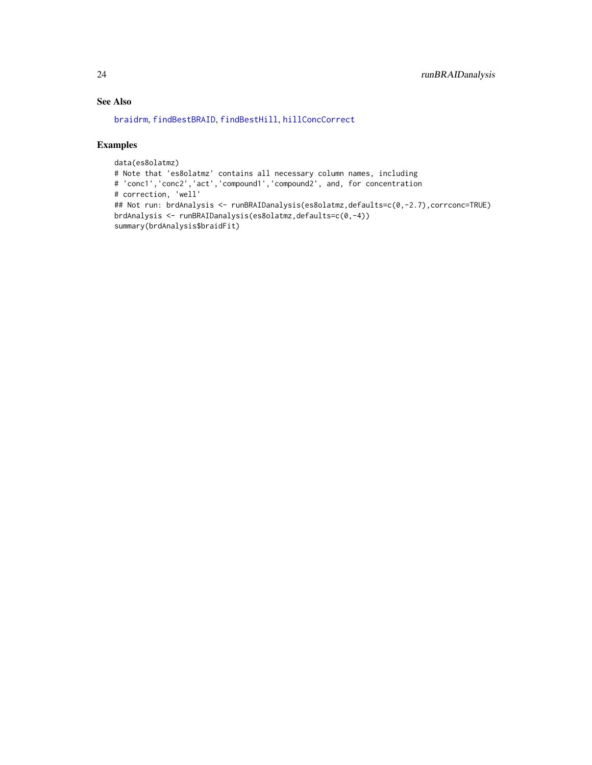## See Also

braidrm, findBestBRAID, findBestHill, hillConcCorrect

## Examples

```
data(es8olatmz)
# Note that 'es8olatmz' contains all necessary column names, including
# 'conc1','conc2','act','compound1','compound2', and, for concentration
# correction, 'well'
## Not run: brdAnalysis <- runBRAIDanalysis(es8olatmz,defaults=c(0,-2.7),corrconc=TRUE)
brdAnalysis <- runBRAIDanalysis(es8olatmz,defaults=c(0,-4))
summary(brdAnalysis$braidFit)
```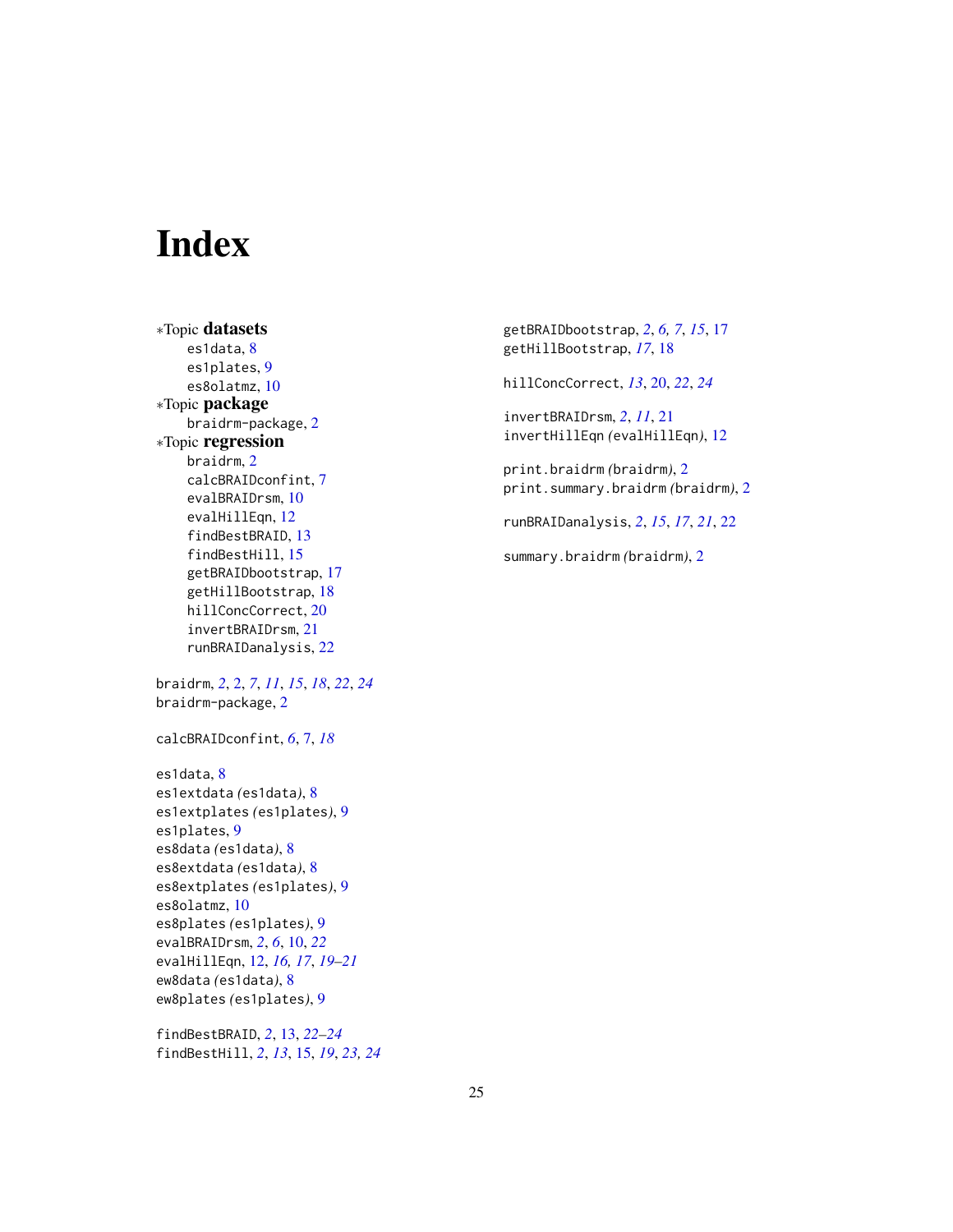# Index

*Topic **datasets**
- es1data, 8
- es1plates, 9
- es8olatmz, 10

*Topic **package**
- braidrm-package, 2

*Topic **regression**
- braidrm, 2
- calcBRAIDconfint, 7
- evalBRAIDrsm, 10
- evalHillEqn, 12
- findBestBRAID, 13
- findBestHill, 15
- getBRAIDbootstrap, 17
- getHillBootstrap, 18
- hillConcCorrect, 20
- invertBRAIDrsm, 21
- runBRAIDanalysis, 22

braidrm, *2*, 2, *7*, *11*, *15*, *18*, *22*, *24*
braidrm-package, 2

calcBRAIDconfint, *6*, 7, *18*

es1data, 8
es1extdata *(*es1data*)*, 8
es1extplates *(*es1plates*)*, 9
es1plates, 9
es8data *(*es1data*)*, 8
es8extdata *(*es1data*)*, 8
es8extplates *(*es1plates*)*, 9
es8olatmz, 10
es8plates *(*es1plates*)*, 9
evalBRAIDrsm, *2*, *6*, 10, *22*
evalHillEqn, 12, *16, 17*, *19–21*
ew8data *(*es1data*)*, 8
ew8plates *(*es1plates*)*, 9

findBestBRAID, *2*, 13, *22–24*
findBestHill, *2*, *13*, 15, *19*, *23, 24*

getBRAIDbootstrap, *2*, *6, 7*, *15*, 17
getHillBootstrap, *17*, 18

hillConcCorrect, *13*, 20, *22*, *24*

invertBRAIDrsm, *2*, *11*, 21
invertHillEqn *(*evalHillEqn*)*, 12

print.braidrm *(*braidrm*)*, 2
print.summary.braidrm *(*braidrm*)*, 2

runBRAIDanalysis, *2*, *15*, *17*, *21*, 22

summary.braidrm *(*braidrm*)*, 2